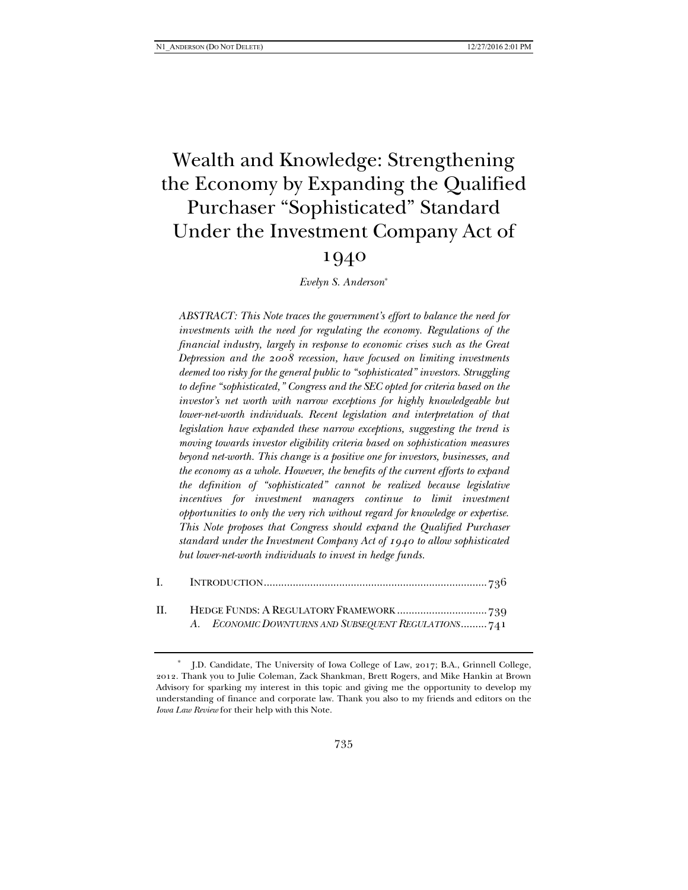# Wealth and Knowledge: Strengthening the Economy by Expanding the Qualified Purchaser "Sophisticated" Standard Under the Investment Company Act of 1940

*Evelyn S. Anderson*[*]

*ABSTRACT: This Note traces the government's effort to balance the need for investments with the need for regulating the economy. Regulations of the financial industry, largely in response to economic crises such as the Great Depression and the 2008 recession, have focused on limiting investments deemed too risky for the general public to "sophisticated" investors. Struggling to define "sophisticated," Congress and the SEC opted for criteria based on the investor's net worth with narrow exceptions for highly knowledgeable but lower-net-worth individuals. Recent legislation and interpretation of that legislation have expanded these narrow exceptions, suggesting the trend is moving towards investor eligibility criteria based on sophistication measures beyond net-worth. This change is a positive one for investors, businesses, and the economy as a whole. However, the benefits of the current efforts to expand the definition of "sophisticated" cannot be realized because legislative incentives for investment managers continue to limit investment opportunities to only the very rich without regard for knowledge or expertise. This Note proposes that Congress should expand the Qualified Purchaser standard under the Investment Company Act of 1940 to allow sophisticated but lower-net-worth individuals to invest in hedge funds.*

I. INTRODUCTION .......................................................................... 736

II. HEDGE FUNDS: A REGULATORY FRAMEWORK ............................... 739
   A. *ECONOMIC DOWNTURNS AND SUBSEQUENT REGULATIONS* ......... 741

[*] J.D. Candidate, The University of Iowa College of Law, 2017; B.A., Grinnell College, 2012. Thank you to Julie Coleman, Zack Shankman, Brett Rogers, and Mike Hankin at Brown Advisory for sparking my interest in this topic and giving me the opportunity to develop my understanding of finance and corporate law. Thank you also to my friends and editors on the *Iowa Law Review* for their help with this Note.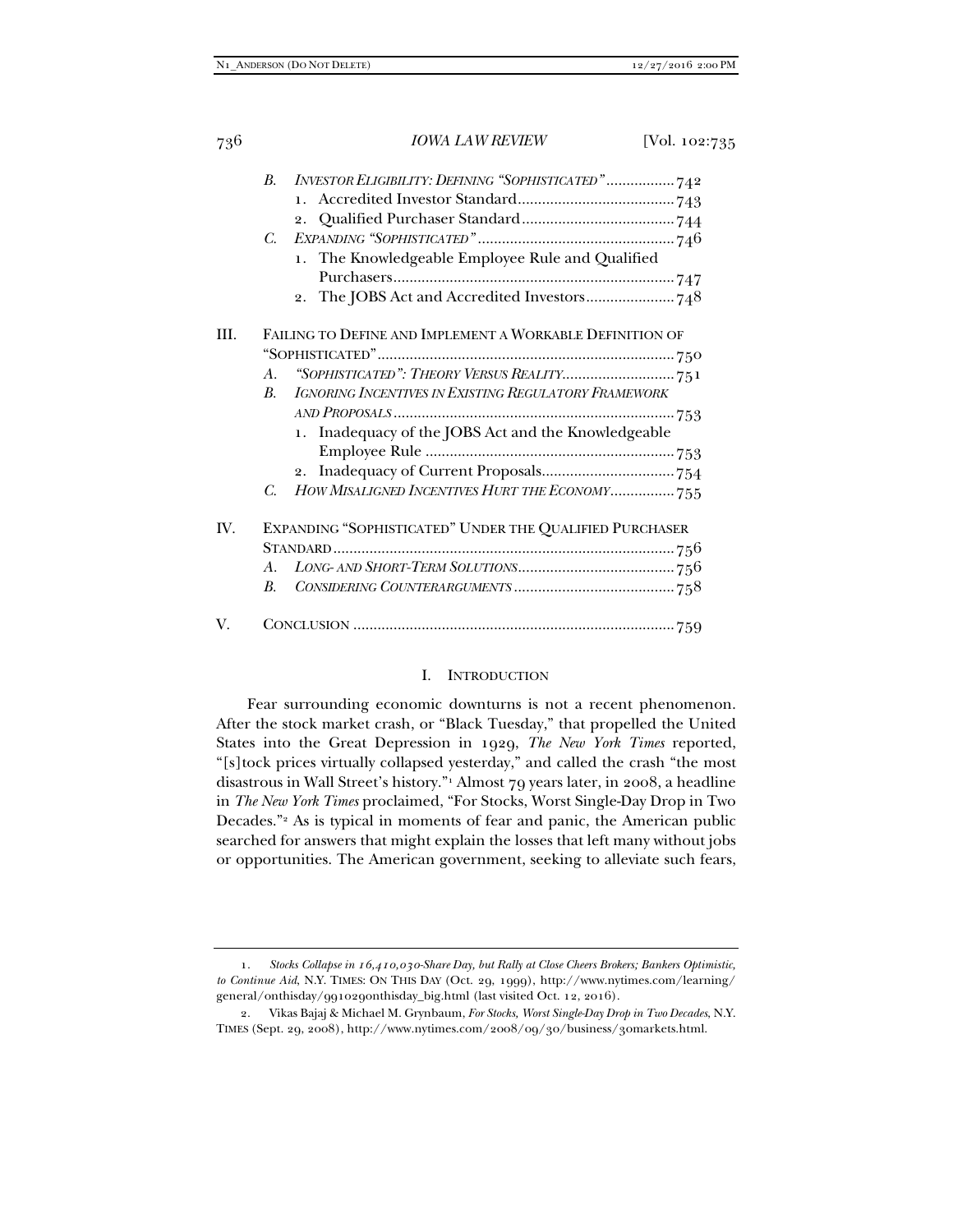- B. *INVESTOR ELIGIBILITY: DEFINING "SOPHISTICATED"* ................. 742
  - 1. Accredited Investor Standard ....................................... 743
  - 2. Qualified Purchaser Standard ...................................... 744
- C. *EXPANDING "SOPHISTICATED"* ................................................. 746
  - 1. The Knowledgeable Employee Rule and Qualified Purchasers ...................................................................... 747
  - 2. The JOBS Act and Accredited Investors ...................... 748

III. FAILING TO DEFINE AND IMPLEMENT A WORKABLE DEFINITION OF "SOPHISTICATED" .......................................................................... 750
- A. *"SOPHISTICATED": THEORY VERSUS REALITY* ............................ 751
- B. *IGNORING INCENTIVES IN EXISTING REGULATORY FRAMEWORK AND PROPOSALS* ...................................................................... 753
  - 1. Inadequacy of the JOBS Act and the Knowledgeable Employee Rule ............................................................... 753
  - 2. Inadequacy of Current Proposals ................................. 754
- C. *HOW MISALIGNED INCENTIVES HURT THE ECONOMY* ................ 755

IV. EXPANDING "SOPHISTICATED" UNDER THE QUALIFIED PURCHASER STANDARD ..................................................................................... 756
- A. *LONG- AND SHORT-TERM SOLUTIONS* ....................................... 756
- B. *CONSIDERING COUNTERARGUMENTS* ........................................ 758

V. CONCLUSION ................................................................................. 759

## I. INTRODUCTION

Fear surrounding economic downturns is not a recent phenomenon. After the stock market crash, or "Black Tuesday," that propelled the United States into the Great Depression in 1929, *The New York Times* reported, "[s]tock prices virtually collapsed yesterday," and called the crash "the most disastrous in Wall Street's history."[1] Almost 79 years later, in 2008, a headline in *The New York Times* proclaimed, "For Stocks, Worst Single-Day Drop in Two Decades."[2] As is typical in moments of fear and panic, the American public searched for answers that might explain the losses that left many without jobs or opportunities. The American government, seeking to alleviate such fears,

---

1. *Stocks Collapse in 16,410,030-Share Day, but Rally at Close Cheers Brokers; Bankers Optimistic, to Continue Aid*, N.Y. TIMES: ON THIS DAY (Oct. 29, 1999), http://www.nytimes.com/learning/general/onthisday/991029onthisday_big.html (last visited Oct. 12, 2016).

2. Vikas Bajaj & Michael M. Grynbaum, *For Stocks, Worst Single-Day Drop in Two Decades*, N.Y. TIMES (Sept. 29, 2008), http://www.nytimes.com/2008/09/30/business/30markets.html.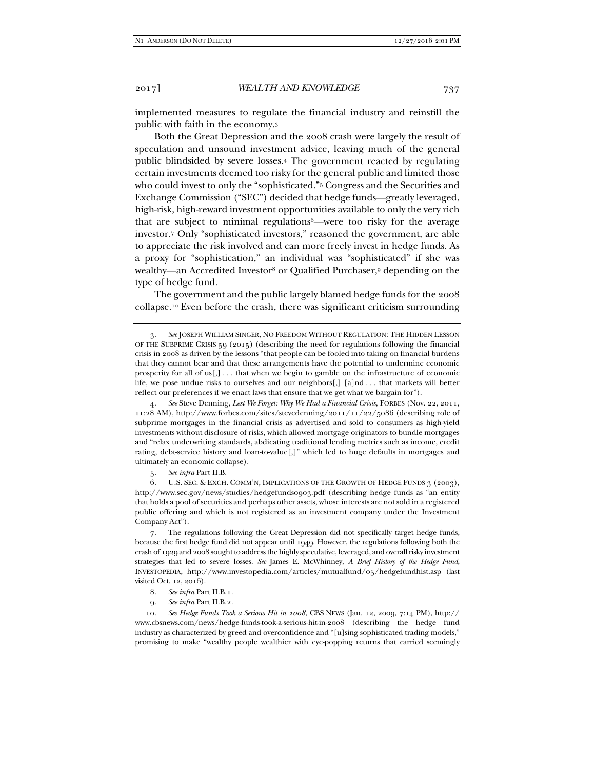implemented measures to regulate the financial industry and reinstill the public with faith in the economy.[3]

Both the Great Depression and the 2008 crash were largely the result of speculation and unsound investment advice, leaving much of the general public blindsided by severe losses.[4] The government reacted by regulating certain investments deemed too risky for the general public and limited those who could invest to only the "sophisticated."[5] Congress and the Securities and Exchange Commission ("SEC") decided that hedge funds—greatly leveraged, high-risk, high-reward investment opportunities available to only the very rich that are subject to minimal regulations[6]—were too risky for the average investor.[7] Only "sophisticated investors," reasoned the government, are able to appreciate the risk involved and can more freely invest in hedge funds. As a proxy for "sophistication," an individual was "sophisticated" if she was wealthy—an Accredited Investor[8] or Qualified Purchaser,[9] depending on the type of hedge fund.

The government and the public largely blamed hedge funds for the 2008 collapse.[10] Even before the crash, there was significant criticism surrounding

---

3. *See* JOSEPH WILLIAM SINGER, NO FREEDOM WITHOUT REGULATION: THE HIDDEN LESSON OF THE SUBPRIME CRISIS 59 (2015) (describing the need for regulations following the financial crisis in 2008 as driven by the lessons "that people can be fooled into taking on financial burdens that they cannot bear and that these arrangements have the potential to undermine economic prosperity for all of us[,] . . . that when we begin to gamble on the infrastructure of economic life, we pose undue risks to ourselves and our neighbors[,] [a]nd . . . that markets will better reflect our preferences if we enact laws that ensure that we get what we bargain for").

4. *See* Steve Denning, *Lest We Forget: Why We Had a Financial Crisis*, FORBES (Nov. 22, 2011, 11:28 AM), http://www.forbes.com/sites/stevedenning/2011/11/22/5086 (describing role of subprime mortgages in the financial crisis as advertised and sold to consumers as high-yield investments without disclosure of risks, which allowed mortgage originators to bundle mortgages and "relax underwriting standards, abdicating traditional lending metrics such as income, credit rating, debt-service history and loan-to-value[,]" which led to huge defaults in mortgages and ultimately an economic collapse).

5. *See infra* Part II.B.

6. U.S. SEC. & EXCH. COMM'N, IMPLICATIONS OF THE GROWTH OF HEDGE FUNDS 3 (2003), http://www.sec.gov/news/studies/hedgefunds0903.pdf (describing hedge funds as "an entity that holds a pool of securities and perhaps other assets, whose interests are not sold in a registered public offering and which is not registered as an investment company under the Investment Company Act").

7. The regulations following the Great Depression did not specifically target hedge funds, because the first hedge fund did not appear until 1949. However, the regulations following both the crash of 1929 and 2008 sought to address the highly speculative, leveraged, and overall risky investment strategies that led to severe losses. *See* James E. McWhinney, *A Brief History of the Hedge Fund*, INVESTOPEDIA, http://www.investopedia.com/articles/mutualfund/05/hedgefundhist.asp (last visited Oct. 12, 2016).

8. *See infra* Part II.B.1.

9. *See infra* Part II.B.2.

10. *See Hedge Funds Took a Serious Hit in 2008*, CBS NEWS (Jan. 12, 2009, 7:14 PM), http://www.cbsnews.com/news/hedge-funds-took-a-serious-hit-in-2008 (describing the hedge fund industry as characterized by greed and overconfidence and "[u]sing sophisticated trading models," promising to make "wealthy people wealthier with eye-popping returns that carried seemingly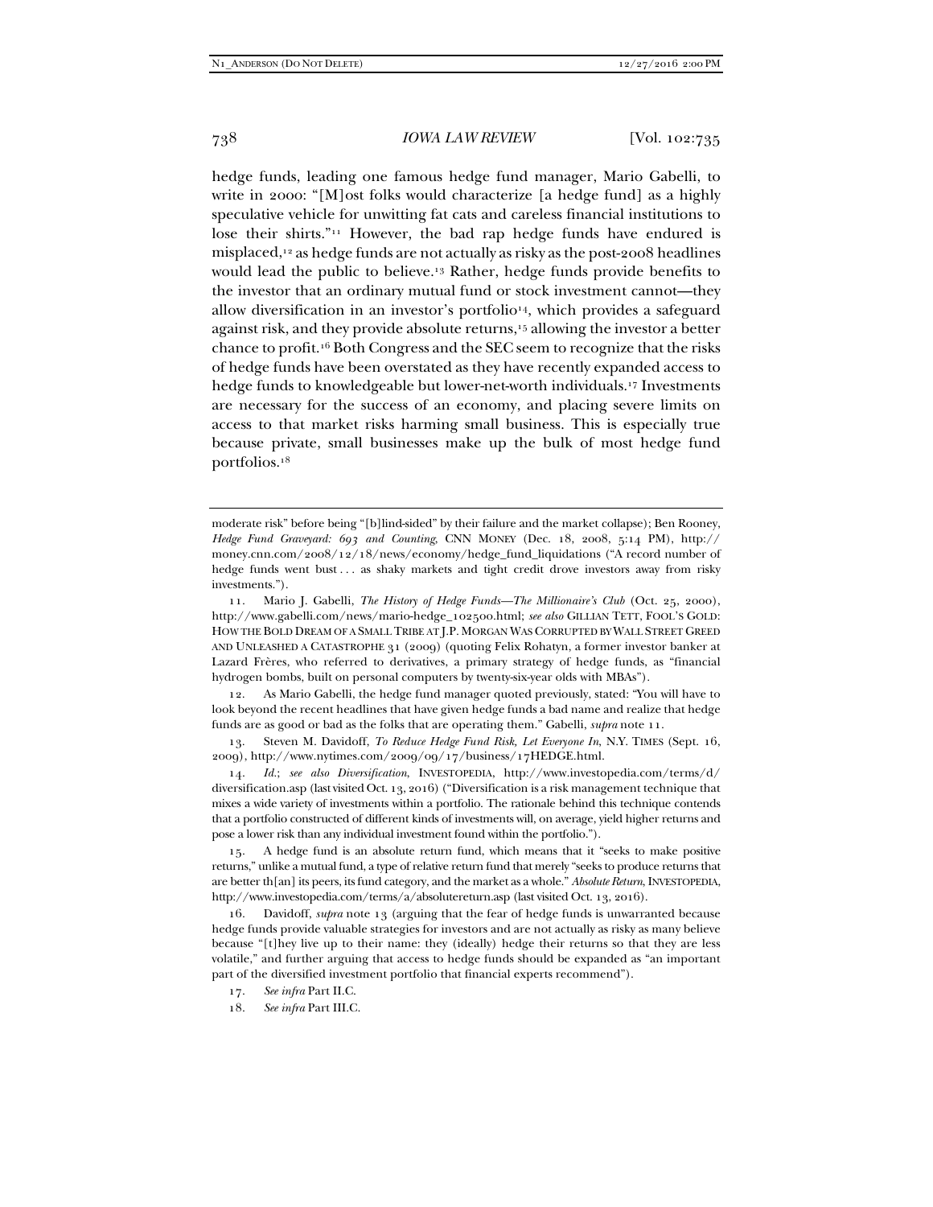hedge funds, leading one famous hedge fund manager, Mario Gabelli, to write in 2000: "[M]ost folks would characterize [a hedge fund] as a highly speculative vehicle for unwitting fat cats and careless financial institutions to lose their shirts."[11] However, the bad rap hedge funds have endured is misplaced,[12] as hedge funds are not actually as risky as the post-2008 headlines would lead the public to believe.[13] Rather, hedge funds provide benefits to the investor that an ordinary mutual fund or stock investment cannot—they allow diversification in an investor's portfolio[14], which provides a safeguard against risk, and they provide absolute returns,[15] allowing the investor a better chance to profit.[16] Both Congress and the SEC seem to recognize that the risks of hedge funds have been overstated as they have recently expanded access to hedge funds to knowledgeable but lower-net-worth individuals.[17] Investments are necessary for the success of an economy, and placing severe limits on access to that market risks harming small business. This is especially true because private, small businesses make up the bulk of most hedge fund portfolios.[18]

---

moderate risk" before being "[b]lind-sided" by their failure and the market collapse); Ben Rooney, *Hedge Fund Graveyard: 693 and Counting*, CNN MONEY (Dec. 18, 2008, 5:14 PM), http://money.cnn.com/2008/12/18/news/economy/hedge_fund_liquidations ("A record number of hedge funds went bust . . . as shaky markets and tight credit drove investors away from risky investments.").

11. Mario J. Gabelli, *The History of Hedge Funds—The Millionaire's Club* (Oct. 25, 2000), http://www.gabelli.com/news/mario-hedge_102500.html; *see also* GILLIAN TETT, FOOL'S GOLD: HOW THE BOLD DREAM OF A SMALL TRIBE AT J.P. MORGAN WAS CORRUPTED BY WALL STREET GREED AND UNLEASHED A CATASTROPHE 31 (2009) (quoting Felix Rohatyn, a former investor banker at Lazard Frères, who referred to derivatives, a primary strategy of hedge funds, as "financial hydrogen bombs, built on personal computers by twenty-six-year olds with MBAs").

12. As Mario Gabelli, the hedge fund manager quoted previously, stated: "You will have to look beyond the recent headlines that have given hedge funds a bad name and realize that hedge funds are as good or bad as the folks that are operating them." Gabelli, *supra* note 11.

13. Steven M. Davidoff, *To Reduce Hedge Fund Risk, Let Everyone In*, N.Y. TIMES (Sept. 16, 2009), http://www.nytimes.com/2009/09/17/business/17HEDGE.html.

14. *Id.*; *see also Diversification*, INVESTOPEDIA, http://www.investopedia.com/terms/d/diversification.asp (last visited Oct. 13, 2016) ("Diversification is a risk management technique that mixes a wide variety of investments within a portfolio. The rationale behind this technique contends that a portfolio constructed of different kinds of investments will, on average, yield higher returns and pose a lower risk than any individual investment found within the portfolio.").

15. A hedge fund is an absolute return fund, which means that it "seeks to make positive returns," unlike a mutual fund, a type of relative return fund that merely "seeks to produce returns that are better th[an] its peers, its fund category, and the market as a whole." *Absolute Return*, INVESTOPEDIA, http://www.investopedia.com/terms/a/absolutereturn.asp (last visited Oct. 13, 2016).

16. Davidoff, *supra* note 13 (arguing that the fear of hedge funds is unwarranted because hedge funds provide valuable strategies for investors and are not actually as risky as many believe because "[t]hey live up to their name: they (ideally) hedge their returns so that they are less volatile," and further arguing that access to hedge funds should be expanded as "an important part of the diversified investment portfolio that financial experts recommend").

17. *See infra* Part II.C.

18. *See infra* Part III.C.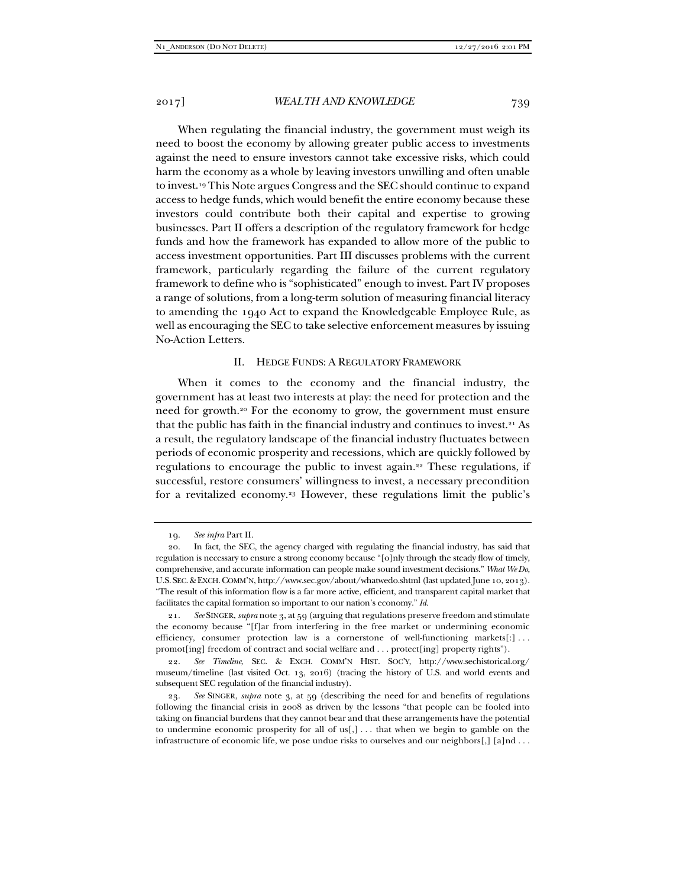When regulating the financial industry, the government must weigh its need to boost the economy by allowing greater public access to investments against the need to ensure investors cannot take excessive risks, which could harm the economy as a whole by leaving investors unwilling and often unable to invest.[19] This Note argues Congress and the SEC should continue to expand access to hedge funds, which would benefit the entire economy because these investors could contribute both their capital and expertise to growing businesses. Part II offers a description of the regulatory framework for hedge funds and how the framework has expanded to allow more of the public to access investment opportunities. Part III discusses problems with the current framework, particularly regarding the failure of the current regulatory framework to define who is "sophisticated" enough to invest. Part IV proposes a range of solutions, from a long-term solution of measuring financial literacy to amending the 1940 Act to expand the Knowledgeable Employee Rule, as well as encouraging the SEC to take selective enforcement measures by issuing No-Action Letters.

## II. Hedge Funds: A Regulatory Framework

When it comes to the economy and the financial industry, the government has at least two interests at play: the need for protection and the need for growth.[20] For the economy to grow, the government must ensure that the public has faith in the financial industry and continues to invest.[21] As a result, the regulatory landscape of the financial industry fluctuates between periods of economic prosperity and recessions, which are quickly followed by regulations to encourage the public to invest again.[22] These regulations, if successful, restore consumers' willingness to invest, a necessary precondition for a revitalized economy.[23] However, these regulations limit the public's

---

19. *See infra* Part II.

20. In fact, the SEC, the agency charged with regulating the financial industry, has said that regulation is necessary to ensure a strong economy because "[o]nly through the steady flow of timely, comprehensive, and accurate information can people make sound investment decisions." *What We Do*, U.S. SEC. & EXCH. COMM'N, http://www.sec.gov/about/whatwedo.shtml (last updated June 10, 2013). "The result of this information flow is a far more active, efficient, and transparent capital market that facilitates the capital formation so important to our nation's economy." *Id.*

21. *See* SINGER, *supra* note 3, at 59 (arguing that regulations preserve freedom and stimulate the economy because "[f]ar from interfering in the free market or undermining economic efficiency, consumer protection law is a cornerstone of well-functioning markets[:] . . . promot[ing] freedom of contract and social welfare and . . . protect[ing] property rights").

22. *See Timeline*, SEC. & EXCH. COMM'N HIST. SOC'Y, http://www.sechistorical.org/museum/timeline (last visited Oct. 13, 2016) (tracing the history of U.S. and world events and subsequent SEC regulation of the financial industry).

23. *See* SINGER, *supra* note 3, at 59 (describing the need for and benefits of regulations following the financial crisis in 2008 as driven by the lessons "that people can be fooled into taking on financial burdens that they cannot bear and that these arrangements have the potential to undermine economic prosperity for all of us[,] . . . that when we begin to gamble on the infrastructure of economic life, we pose undue risks to ourselves and our neighbors[,] [a]nd . . .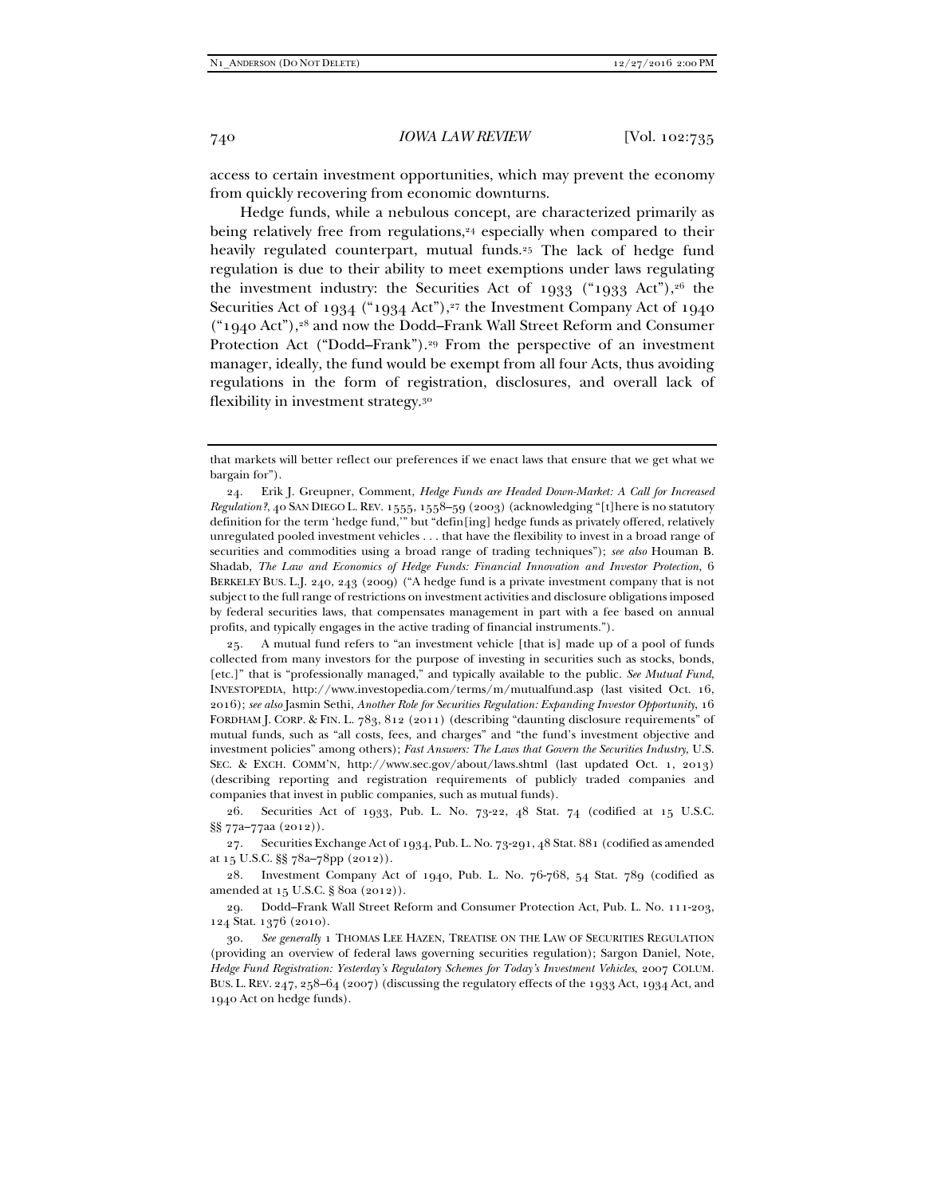access to certain investment opportunities, which may prevent the economy from quickly recovering from economic downturns.

Hedge funds, while a nebulous concept, are characterized primarily as being relatively free from regulations,[24] especially when compared to their heavily regulated counterpart, mutual funds.[25] The lack of hedge fund regulation is due to their ability to meet exemptions under laws regulating the investment industry: the Securities Act of 1933 ("1933 Act"),[26] the Securities Act of 1934 ("1934 Act"),[27] the Investment Company Act of 1940 ("1940 Act"),[28] and now the Dodd–Frank Wall Street Reform and Consumer Protection Act ("Dodd–Frank").[29] From the perspective of an investment manager, ideally, the fund would be exempt from all four Acts, thus avoiding regulations in the form of registration, disclosures, and overall lack of flexibility in investment strategy.[30]

---

that markets will better reflect our preferences if we enact laws that ensure that we get what we bargain for").

24. Erik J. Greupner, Comment, *Hedge Funds are Headed Down-Market: A Call for Increased Regulation?*, 40 SAN DIEGO L. REV. 1555, 1558–59 (2003) (acknowledging "[t]here is no statutory definition for the term 'hedge fund,'" but "defin[ing] hedge funds as privately offered, relatively unregulated pooled investment vehicles . . . that have the flexibility to invest in a broad range of securities and commodities using a broad range of trading techniques"); *see also* Houman B. Shadab, *The Law and Economics of Hedge Funds: Financial Innovation and Investor Protection*, 6 BERKELEY BUS. L.J. 240, 243 (2009) ("A hedge fund is a private investment company that is not subject to the full range of restrictions on investment activities and disclosure obligations imposed by federal securities laws, that compensates management in part with a fee based on annual profits, and typically engages in the active trading of financial instruments.").

25. A mutual fund refers to "an investment vehicle [that is] made up of a pool of funds collected from many investors for the purpose of investing in securities such as stocks, bonds, [etc.]" that is "professionally managed," and typically available to the public. *See Mutual Fund*, INVESTOPEDIA, http://www.investopedia.com/terms/m/mutualfund.asp (last visited Oct. 16, 2016); *see also* Jasmin Sethi, *Another Role for Securities Regulation: Expanding Investor Opportunity*, 16 FORDHAM J. CORP. & FIN. L. 783, 812 (2011) (describing "daunting disclosure requirements" of mutual funds, such as "all costs, fees, and charges" and "the fund's investment objective and investment policies" among others); *Fast Answers: The Laws that Govern the Securities Industry*, U.S. SEC. & EXCH. COMM'N, http://www.sec.gov/about/laws.shtml (last updated Oct. 1, 2013) (describing reporting and registration requirements of publicly traded companies and companies that invest in public companies, such as mutual funds).

26. Securities Act of 1933, Pub. L. No. 73-22, 48 Stat. 74 (codified at 15 U.S.C. §§ 77a–77aa (2012)).

27. Securities Exchange Act of 1934, Pub. L. No. 73-291, 48 Stat. 881 (codified as amended at 15 U.S.C. §§ 78a–78pp (2012)).

28. Investment Company Act of 1940, Pub. L. No. 76-768, 54 Stat. 789 (codified as amended at 15 U.S.C. § 80a (2012)).

29. Dodd–Frank Wall Street Reform and Consumer Protection Act, Pub. L. No. 111-203, 124 Stat. 1376 (2010).

30. *See generally* 1 THOMAS LEE HAZEN, TREATISE ON THE LAW OF SECURITIES REGULATION (providing an overview of federal laws governing securities regulation); Sargon Daniel, Note, *Hedge Fund Registration: Yesterday's Regulatory Schemes for Today's Investment Vehicles*, 2007 COLUM. BUS. L. REV. 247, 258–64 (2007) (discussing the regulatory effects of the 1933 Act, 1934 Act, and 1940 Act on hedge funds).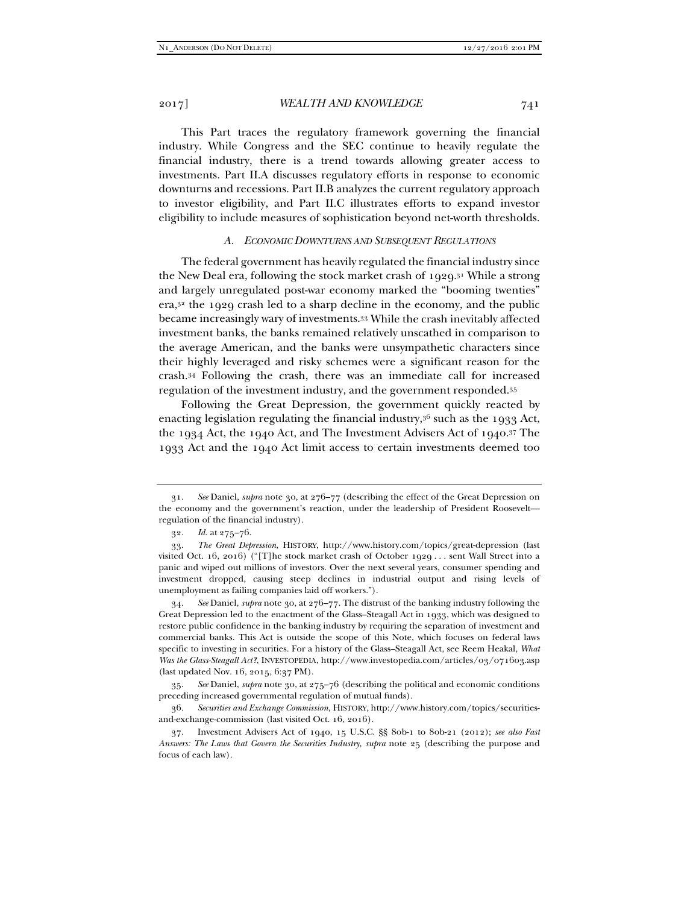This Part traces the regulatory framework governing the financial industry. While Congress and the SEC continue to heavily regulate the financial industry, there is a trend towards allowing greater access to investments. Part II.A discusses regulatory efforts in response to economic downturns and recessions. Part II.B analyzes the current regulatory approach to investor eligibility, and Part II.C illustrates efforts to expand investor eligibility to include measures of sophistication beyond net-worth thresholds.

### *A. Economic Downturns and Subsequent Regulations*

The federal government has heavily regulated the financial industry since the New Deal era, following the stock market crash of 1929.[31] While a strong and largely unregulated post-war economy marked the "booming twenties" era,[32] the 1929 crash led to a sharp decline in the economy, and the public became increasingly wary of investments.[33] While the crash inevitably affected investment banks, the banks remained relatively unscathed in comparison to the average American, and the banks were unsympathetic characters since their highly leveraged and risky schemes were a significant reason for the crash.[34] Following the crash, there was an immediate call for increased regulation of the investment industry, and the government responded.[35]

Following the Great Depression, the government quickly reacted by enacting legislation regulating the financial industry,[36] such as the 1933 Act, the 1934 Act, the 1940 Act, and The Investment Advisers Act of 1940.[37] The 1933 Act and the 1940 Act limit access to certain investments deemed too

---

31. *See* Daniel, *supra* note 30, at 276–77 (describing the effect of the Great Depression on the economy and the government's reaction, under the leadership of President Roosevelt—regulation of the financial industry).

32. *Id.* at 275–76.

33. *The Great Depression*, HISTORY, http://www.history.com/topics/great-depression (last visited Oct. 16, 2016) ("[T]he stock market crash of October 1929 . . . sent Wall Street into a panic and wiped out millions of investors. Over the next several years, consumer spending and investment dropped, causing steep declines in industrial output and rising levels of unemployment as failing companies laid off workers.").

34. *See* Daniel, *supra* note 30, at 276–77. The distrust of the banking industry following the Great Depression led to the enactment of the Glass–Steagall Act in 1933, which was designed to restore public confidence in the banking industry by requiring the separation of investment and commercial banks. This Act is outside the scope of this Note, which focuses on federal laws specific to investing in securities. For a history of the Glass–Steagall Act, see Reem Heakal, *What Was the Glass-Steagall Act?*, INVESTOPEDIA, http://www.investopedia.com/articles/03/071603.asp (last updated Nov. 16, 2015, 6:37 PM).

35. *See* Daniel, *supra* note 30, at 275–76 (describing the political and economic conditions preceding increased governmental regulation of mutual funds).

36. *Securities and Exchange Commission*, HISTORY, http://www.history.com/topics/securities-and-exchange-commission (last visited Oct. 16, 2016).

37. Investment Advisers Act of 1940, 15 U.S.C. §§ 80b-1 to 80b-21 (2012); *see also Fast Answers: The Laws that Govern the Securities Industry, supra* note 25 (describing the purpose and focus of each law).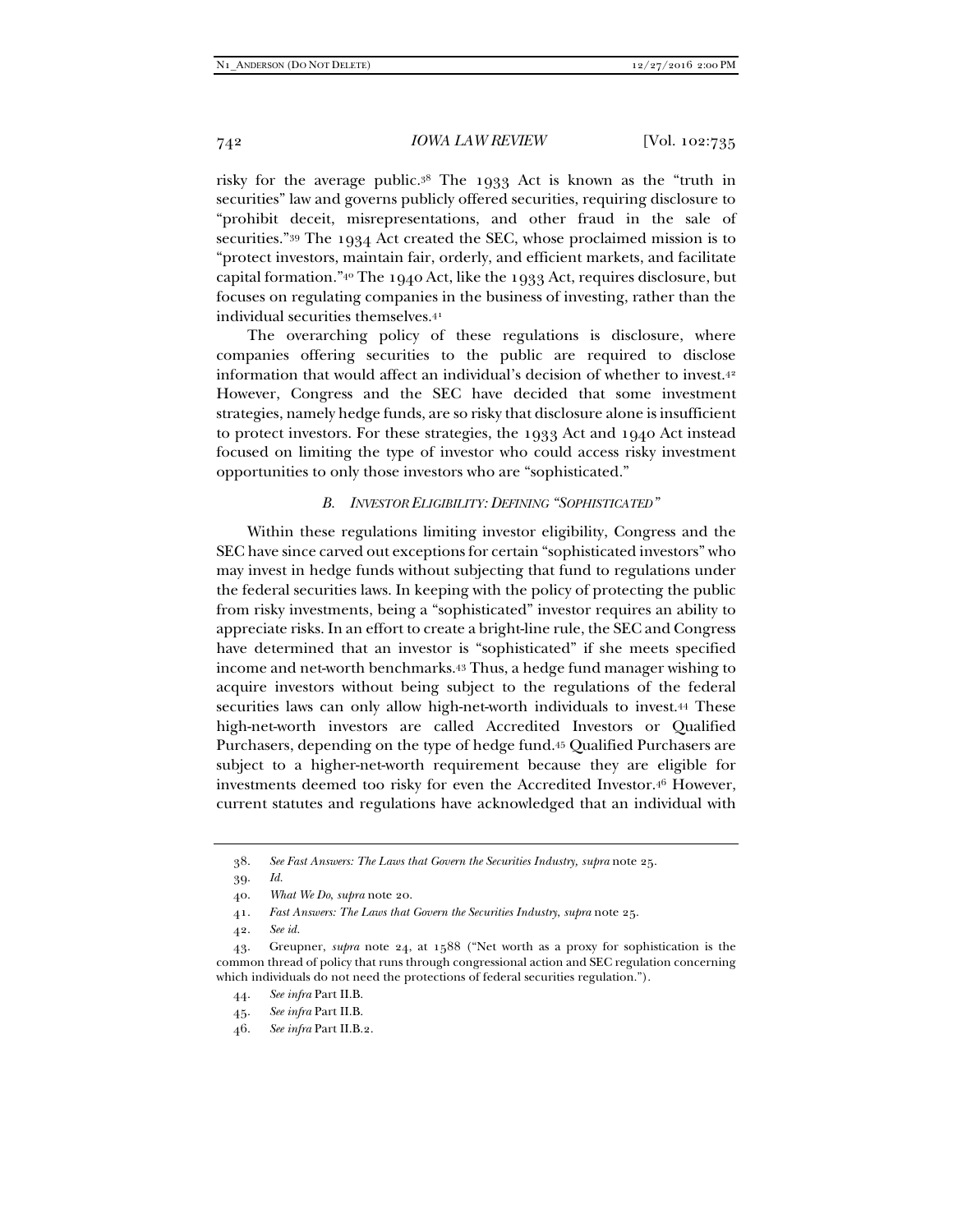risky for the average public.[38] The 1933 Act is known as the "truth in securities" law and governs publicly offered securities, requiring disclosure to "prohibit deceit, misrepresentations, and other fraud in the sale of securities."[39] The 1934 Act created the SEC, whose proclaimed mission is to "protect investors, maintain fair, orderly, and efficient markets, and facilitate capital formation."[40] The 1940 Act, like the 1933 Act, requires disclosure, but focuses on regulating companies in the business of investing, rather than the individual securities themselves.[41]

The overarching policy of these regulations is disclosure, where companies offering securities to the public are required to disclose information that would affect an individual's decision of whether to invest.[42] However, Congress and the SEC have decided that some investment strategies, namely hedge funds, are so risky that disclosure alone is insufficient to protect investors. For these strategies, the 1933 Act and 1940 Act instead focused on limiting the type of investor who could access risky investment opportunities to only those investors who are "sophisticated."

### *B. Investor Eligibility: Defining "Sophisticated"*

Within these regulations limiting investor eligibility, Congress and the SEC have since carved out exceptions for certain "sophisticated investors" who may invest in hedge funds without subjecting that fund to regulations under the federal securities laws. In keeping with the policy of protecting the public from risky investments, being a "sophisticated" investor requires an ability to appreciate risks. In an effort to create a bright-line rule, the SEC and Congress have determined that an investor is "sophisticated" if she meets specified income and net-worth benchmarks.[43] Thus, a hedge fund manager wishing to acquire investors without being subject to the regulations of the federal securities laws can only allow high-net-worth individuals to invest.[44] These high-net-worth investors are called Accredited Investors or Qualified Purchasers, depending on the type of hedge fund.[45] Qualified Purchasers are subject to a higher-net-worth requirement because they are eligible for investments deemed too risky for even the Accredited Investor.[46] However, current statutes and regulations have acknowledged that an individual with

---

38. *See Fast Answers: The Laws that Govern the Securities Industry, supra* note 25.

39. *Id.*

40. *What We Do*, *supra* note 20.

41. *Fast Answers: The Laws that Govern the Securities Industry*, *supra* note 25.

42. *See id.*

43. Greupner, *supra* note 24, at 1588 ("Net worth as a proxy for sophistication is the common thread of policy that runs through congressional action and SEC regulation concerning which individuals do not need the protections of federal securities regulation.").

44. *See infra* Part II.B.

45. *See infra* Part II.B.

46. *See infra* Part II.B.2.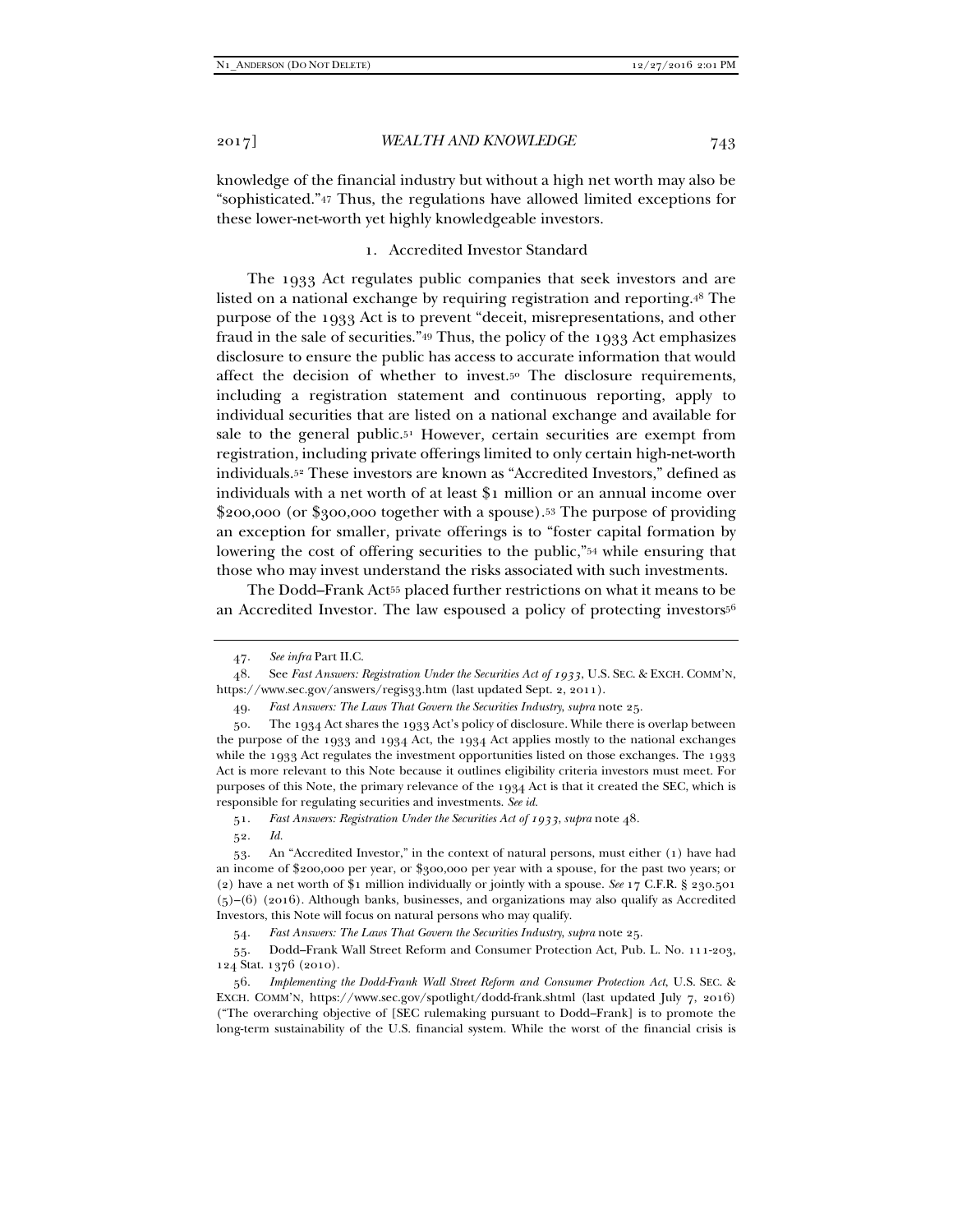knowledge of the financial industry but without a high net worth may also be "sophisticated."[47] Thus, the regulations have allowed limited exceptions for these lower-net-worth yet highly knowledgeable investors.

### 1. Accredited Investor Standard

The 1933 Act regulates public companies that seek investors and are listed on a national exchange by requiring registration and reporting.[48] The purpose of the 1933 Act is to prevent "deceit, misrepresentations, and other fraud in the sale of securities."[49] Thus, the policy of the 1933 Act emphasizes disclosure to ensure the public has access to accurate information that would affect the decision of whether to invest.[50] The disclosure requirements, including a registration statement and continuous reporting, apply to individual securities that are listed on a national exchange and available for sale to the general public.[51] However, certain securities are exempt from registration, including private offerings limited to only certain high-net-worth individuals.[52] These investors are known as "Accredited Investors," defined as individuals with a net worth of at least $1 million or an annual income over $200,000 (or $300,000 together with a spouse).[53] The purpose of providing an exception for smaller, private offerings is to "foster capital formation by lowering the cost of offering securities to the public,"[54] while ensuring that those who may invest understand the risks associated with such investments.

The Dodd–Frank Act[55] placed further restrictions on what it means to be an Accredited Investor. The law espoused a policy of protecting investors[56]

---

47. *See infra* Part II.C.

48. See *Fast Answers: Registration Under the Securities Act of 1933*, U.S. SEC. & EXCH. COMM'N, https://www.sec.gov/answers/regis33.htm (last updated Sept. 2, 2011).

49. *Fast Answers: The Laws That Govern the Securities Industry*, *supra* note 25.

50. The 1934 Act shares the 1933 Act's policy of disclosure. While there is overlap between the purpose of the 1933 and 1934 Act, the 1934 Act applies mostly to the national exchanges while the 1933 Act regulates the investment opportunities listed on those exchanges. The 1933 Act is more relevant to this Note because it outlines eligibility criteria investors must meet. For purposes of this Note, the primary relevance of the 1934 Act is that it created the SEC, which is responsible for regulating securities and investments. *See id.*

51. *Fast Answers: Registration Under the Securities Act of 1933*, *supra* note 48.

52. *Id.*

53. An "Accredited Investor," in the context of natural persons, must either (1) have had an income of $200,000 per year, or $300,000 per year with a spouse, for the past two years; or (2) have a net worth of $1 million individually or jointly with a spouse. *See* 17 C.F.R. § 230.501 (5)–(6) (2016). Although banks, businesses, and organizations may also qualify as Accredited Investors, this Note will focus on natural persons who may qualify.

54. *Fast Answers: The Laws That Govern the Securities Industry*, *supra* note 25.

55. Dodd–Frank Wall Street Reform and Consumer Protection Act, Pub. L. No. 111-203, 124 Stat. 1376 (2010).

56. *Implementing the Dodd-Frank Wall Street Reform and Consumer Protection Act*, U.S. SEC. & EXCH. COMM'N, https://www.sec.gov/spotlight/dodd-frank.shtml (last updated July 7, 2016) ("The overarching objective of [SEC rulemaking pursuant to Dodd–Frank] is to promote the long-term sustainability of the U.S. financial system. While the worst of the financial crisis is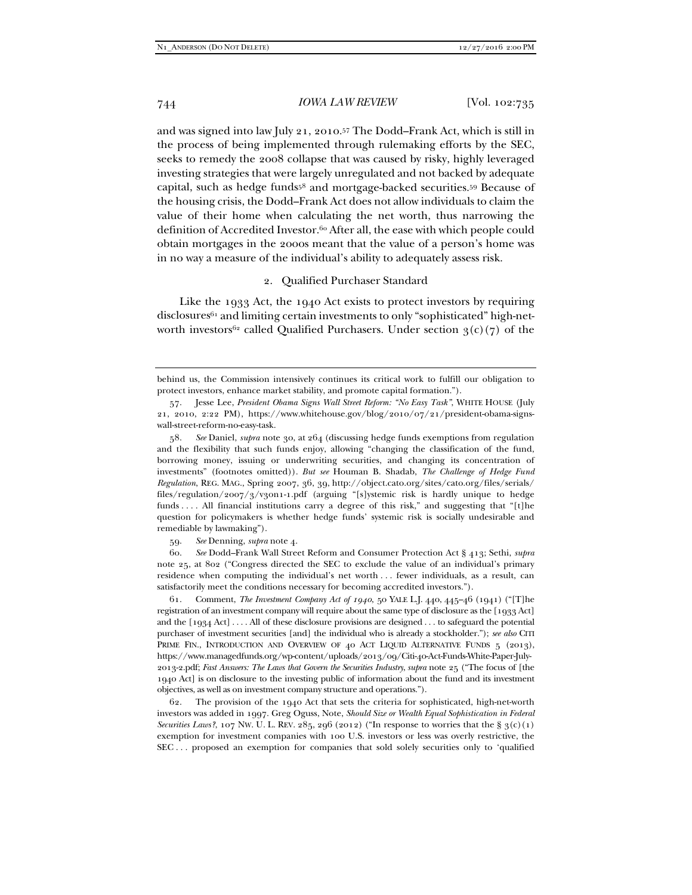and was signed into law July 21, 2010.[57] The Dodd–Frank Act, which is still in the process of being implemented through rulemaking efforts by the SEC, seeks to remedy the 2008 collapse that was caused by risky, highly leveraged investing strategies that were largely unregulated and not backed by adequate capital, such as hedge funds[58] and mortgage-backed securities.[59] Because of the housing crisis, the Dodd–Frank Act does not allow individuals to claim the value of their home when calculating the net worth, thus narrowing the definition of Accredited Investor.[60] After all, the ease with which people could obtain mortgages in the 2000s meant that the value of a person's home was in no way a measure of the individual's ability to adequately assess risk.

### 2. Qualified Purchaser Standard

Like the 1933 Act, the 1940 Act exists to protect investors by requiring disclosures[61] and limiting certain investments to only "sophisticated" high-net-worth investors[62] called Qualified Purchasers. Under section 3(c)(7) of the

---

behind us, the Commission intensively continues its critical work to fulfill our obligation to protect investors, enhance market stability, and promote capital formation.").

57. Jesse Lee, *President Obama Signs Wall Street Reform: "No Easy Task"*, WHITE HOUSE (July 21, 2010, 2:22 PM), https://www.whitehouse.gov/blog/2010/07/21/president-obama-signs-wall-street-reform-no-easy-task.

58. *See* Daniel, *supra* note 30, at 264 (discussing hedge funds exemptions from regulation and the flexibility that such funds enjoy, allowing "changing the classification of the fund, borrowing money, issuing or underwriting securities, and changing its concentration of investments" (footnotes omitted)). *But see* Houman B. Shadab, *The Challenge of Hedge Fund Regulation*, REG. MAG., Spring 2007, 36, 39, http://object.cato.org/sites/cato.org/files/serials/files/regulation/2007/3/v30n1-1.pdf (arguing "[s]ystemic risk is hardly unique to hedge funds . . . . All financial institutions carry a degree of this risk," and suggesting that "[t]he question for policymakers is whether hedge funds' systemic risk is socially undesirable and remediable by lawmaking").

59. *See* Denning, *supra* note 4.

60. *See* Dodd–Frank Wall Street Reform and Consumer Protection Act § 413; Sethi, *supra* note 25, at 802 ("Congress directed the SEC to exclude the value of an individual's primary residence when computing the individual's net worth . . . fewer individuals, as a result, can satisfactorily meet the conditions necessary for becoming accredited investors.").

61. Comment, *The Investment Company Act of 1940*, 50 YALE L.J. 440, 445–46 (1941) ("[T]he registration of an investment company will require about the same type of disclosure as the [1933 Act] and the [1934 Act] . . . . All of these disclosure provisions are designed . . . to safeguard the potential purchaser of investment securities [and] the individual who is already a stockholder."); *see also* CITI PRIME FIN., INTRODUCTION AND OVERVIEW OF 40 ACT LIQUID ALTERNATIVE FUNDS 5 (2013), https://www.managedfunds.org/wp-content/uploads/2013/09/Citi-40-Act-Funds-White-Paper-July-2013-2.pdf; *Fast Answers: The Laws that Govern the Securities Industry*, *supra* note 25 ("The focus of [the 1940 Act] is on disclosure to the investing public of information about the fund and its investment objectives, as well as on investment company structure and operations.").

62. The provision of the 1940 Act that sets the criteria for sophisticated, high-net-worth investors was added in 1997. Greg Oguss, Note, *Should Size or Wealth Equal Sophistication in Federal Securities Laws?*, 107 NW. U. L. REV. 285, 296 (2012) ("In response to worries that the § 3(c)(1) exemption for investment companies with 100 U.S. investors or less was overly restrictive, the SEC . . . proposed an exemption for companies that sold solely securities only to 'qualified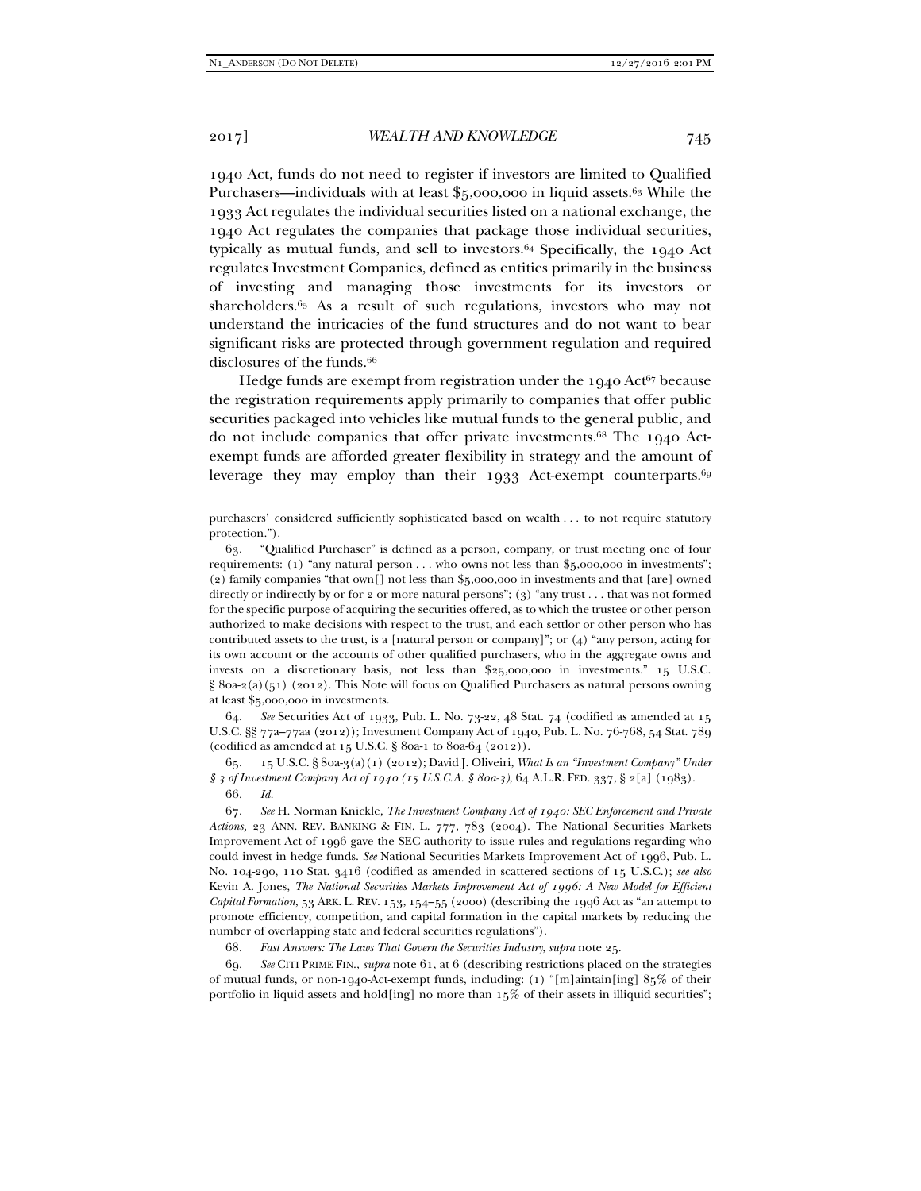1940 Act, funds do not need to register if investors are limited to Qualified Purchasers—individuals with at least $5,000,000 in liquid assets.[63] While the 1933 Act regulates the individual securities listed on a national exchange, the 1940 Act regulates the companies that package those individual securities, typically as mutual funds, and sell to investors.[64] Specifically, the 1940 Act regulates Investment Companies, defined as entities primarily in the business of investing and managing those investments for its investors or shareholders.[65] As a result of such regulations, investors who may not understand the intricacies of the fund structures and do not want to bear significant risks are protected through government regulation and required disclosures of the funds.[66]

Hedge funds are exempt from registration under the 1940 Act[67] because the registration requirements apply primarily to companies that offer public securities packaged into vehicles like mutual funds to the general public, and do not include companies that offer private investments.[68] The 1940 Act-exempt funds are afforded greater flexibility in strategy and the amount of leverage they may employ than their 1933 Act-exempt counterparts.[69]

---

purchasers' considered sufficiently sophisticated based on wealth . . . to not require statutory protection.").

63. "Qualified Purchaser" is defined as a person, company, or trust meeting one of four requirements: (1) "any natural person . . . who owns not less than $5,000,000 in investments"; (2) family companies "that own[] not less than $5,000,000 in investments and that [are] owned directly or indirectly by or for 2 or more natural persons"; (3) "any trust . . . that was not formed for the specific purpose of acquiring the securities offered, as to which the trustee or other person authorized to make decisions with respect to the trust, and each settlor or other person who has contributed assets to the trust, is a [natural person or company]"; or (4) "any person, acting for its own account or the accounts of other qualified purchasers, who in the aggregate owns and invests on a discretionary basis, not less than $25,000,000 in investments." 15 U.S.C. § 80a-2(a)(51) (2012). This Note will focus on Qualified Purchasers as natural persons owning at least $5,000,000 in investments.

64. *See* Securities Act of 1933, Pub. L. No. 73-22, 48 Stat. 74 (codified as amended at 15 U.S.C. §§ 77a–77aa (2012)); Investment Company Act of 1940, Pub. L. No. 76-768, 54 Stat. 789 (codified as amended at 15 U.S.C. § 80a-1 to 80a-64 (2012)).

65. 15 U.S.C. § 80a-3(a)(1) (2012); David J. Oliveiri, *What Is an "Investment Company" Under § 3 of Investment Company Act of 1940 (15 U.S.C.A. § 80a-3)*, 64 A.L.R. FED. 337, § 2[a] (1983).

66. *Id.*

67. *See* H. Norman Knickle, *The Investment Company Act of 1940: SEC Enforcement and Private Actions*, 23 ANN. REV. BANKING & FIN. L. 777, 783 (2004). The National Securities Markets Improvement Act of 1996 gave the SEC authority to issue rules and regulations regarding who could invest in hedge funds. *See* National Securities Markets Improvement Act of 1996, Pub. L. No. 104-290, 110 Stat. 3416 (codified as amended in scattered sections of 15 U.S.C.); *see also* Kevin A. Jones, *The National Securities Markets Improvement Act of 1996: A New Model for Efficient Capital Formation*, 53 ARK. L. REV. 153, 154–55 (2000) (describing the 1996 Act as "an attempt to promote efficiency, competition, and capital formation in the capital markets by reducing the number of overlapping state and federal securities regulations").

68. *Fast Answers: The Laws That Govern the Securities Industry*, *supra* note 25.

69. *See* CITI PRIME FIN., *supra* note 61, at 6 (describing restrictions placed on the strategies of mutual funds, or non-1940-Act-exempt funds, including: (1) "[m]aintain[ing] 85% of their portfolio in liquid assets and hold[ing] no more than 15% of their assets in illiquid securities";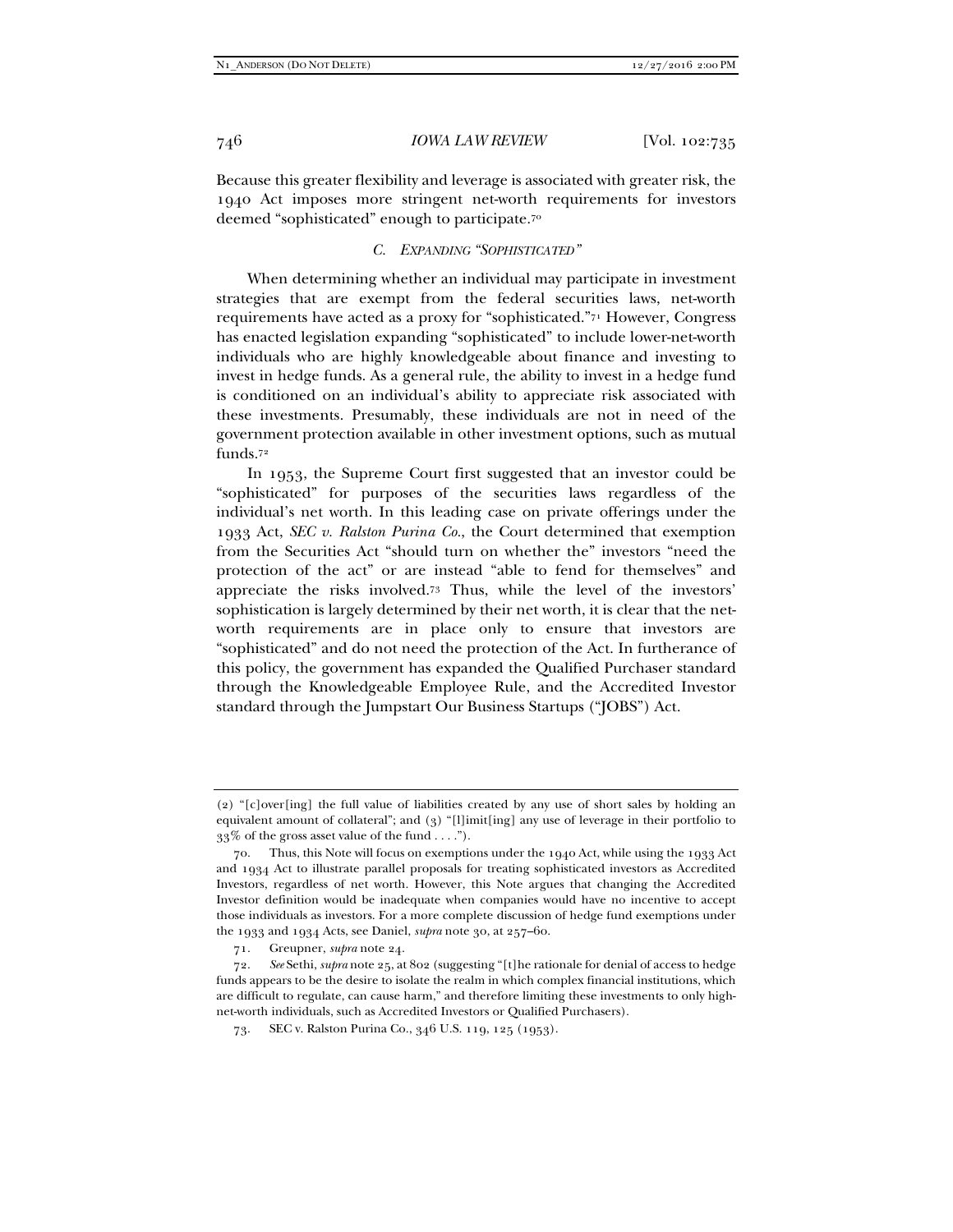Because this greater flexibility and leverage is associated with greater risk, the 1940 Act imposes more stringent net-worth requirements for investors deemed "sophisticated" enough to participate.[70]

### C. *EXPANDING "SOPHISTICATED"*

When determining whether an individual may participate in investment strategies that are exempt from the federal securities laws, net-worth requirements have acted as a proxy for "sophisticated."[71] However, Congress has enacted legislation expanding "sophisticated" to include lower-net-worth individuals who are highly knowledgeable about finance and investing to invest in hedge funds. As a general rule, the ability to invest in a hedge fund is conditioned on an individual's ability to appreciate risk associated with these investments. Presumably, these individuals are not in need of the government protection available in other investment options, such as mutual funds.[72]

In 1953, the Supreme Court first suggested that an investor could be "sophisticated" for purposes of the securities laws regardless of the individual's net worth. In this leading case on private offerings under the 1933 Act, *SEC v. Ralston Purina Co.*, the Court determined that exemption from the Securities Act "should turn on whether the" investors "need the protection of the act" or are instead "able to fend for themselves" and appreciate the risks involved.[73] Thus, while the level of the investors' sophistication is largely determined by their net worth, it is clear that the net-worth requirements are in place only to ensure that investors are "sophisticated" and do not need the protection of the Act. In furtherance of this policy, the government has expanded the Qualified Purchaser standard through the Knowledgeable Employee Rule, and the Accredited Investor standard through the Jumpstart Our Business Startups ("JOBS") Act.

---

(2) "[c]over[ing] the full value of liabilities created by any use of short sales by holding an equivalent amount of collateral"; and (3) "[l]imit[ing] any use of leverage in their portfolio to 33% of the gross asset value of the fund . . . .").

70. Thus, this Note will focus on exemptions under the 1940 Act, while using the 1933 Act and 1934 Act to illustrate parallel proposals for treating sophisticated investors as Accredited Investors, regardless of net worth. However, this Note argues that changing the Accredited Investor definition would be inadequate when companies would have no incentive to accept those individuals as investors. For a more complete discussion of hedge fund exemptions under the 1933 and 1934 Acts, see Daniel, *supra* note 30, at 257–60.

71. Greupner, *supra* note 24.

72. *See* Sethi, *supra* note 25, at 802 (suggesting "[t]he rationale for denial of access to hedge funds appears to be the desire to isolate the realm in which complex financial institutions, which are difficult to regulate, can cause harm," and therefore limiting these investments to only high-net-worth individuals, such as Accredited Investors or Qualified Purchasers).

73. SEC v. Ralston Purina Co., 346 U.S. 119, 125 (1953).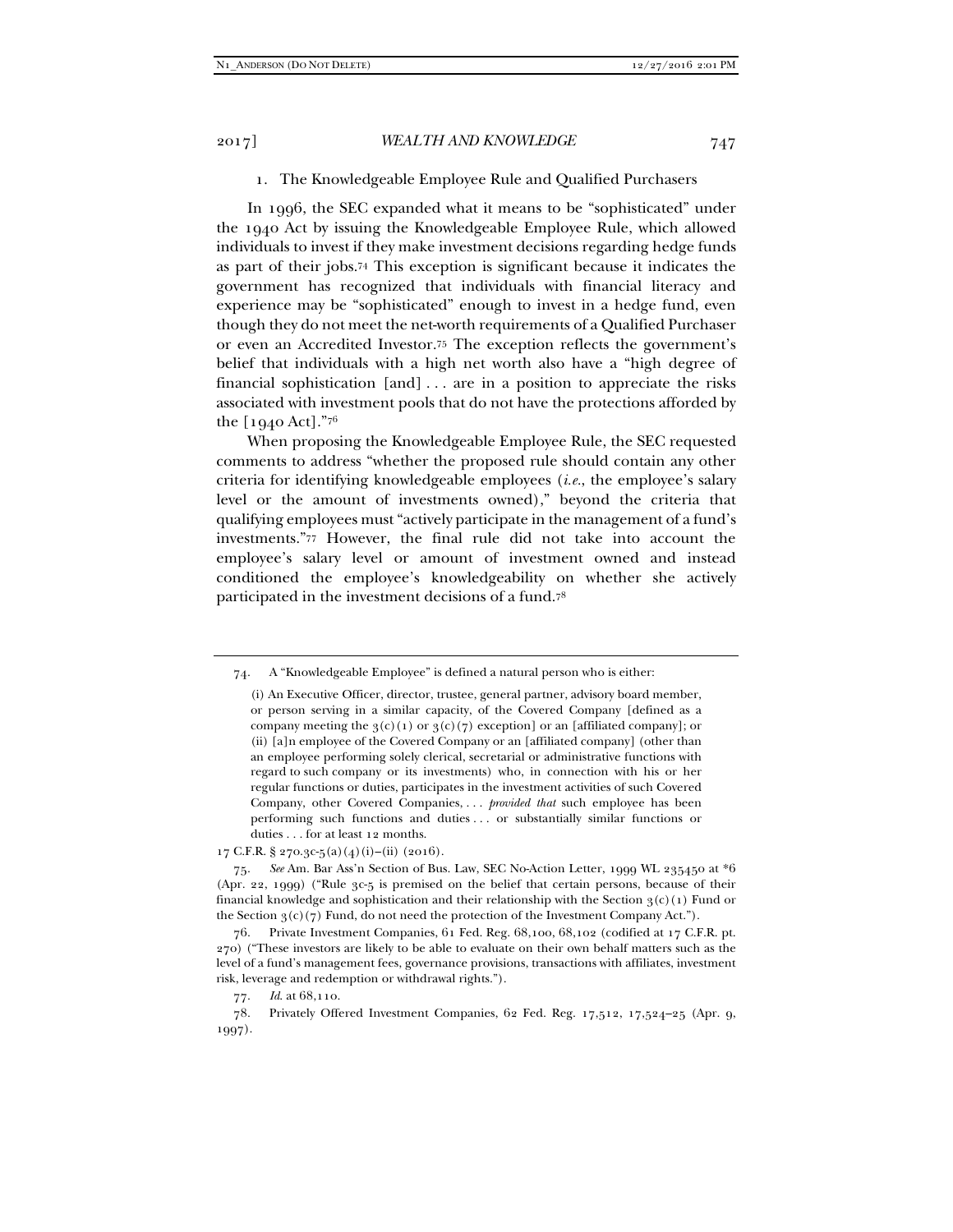### 1. The Knowledgeable Employee Rule and Qualified Purchasers

In 1996, the SEC expanded what it means to be "sophisticated" under the 1940 Act by issuing the Knowledgeable Employee Rule, which allowed individuals to invest if they make investment decisions regarding hedge funds as part of their jobs.[74] This exception is significant because it indicates the government has recognized that individuals with financial literacy and experience may be "sophisticated" enough to invest in a hedge fund, even though they do not meet the net-worth requirements of a Qualified Purchaser or even an Accredited Investor.[75] The exception reflects the government's belief that individuals with a high net worth also have a "high degree of financial sophistication [and] . . . are in a position to appreciate the risks associated with investment pools that do not have the protections afforded by the [1940 Act]."[76]

When proposing the Knowledgeable Employee Rule, the SEC requested comments to address "whether the proposed rule should contain any other criteria for identifying knowledgeable employees (*i.e.*, the employee's salary level or the amount of investments owned)," beyond the criteria that qualifying employees must "actively participate in the management of a fund's investments."[77] However, the final rule did not take into account the employee's salary level or amount of investment owned and instead conditioned the employee's knowledgeability on whether she actively participated in the investment decisions of a fund.[78]

---

74. A "Knowledgeable Employee" is defined a natural person who is either:

> (i) An Executive Officer, director, trustee, general partner, advisory board member, or person serving in a similar capacity, of the Covered Company [defined as a company meeting the 3(c)(1) or 3(c)(7) exception] or an [affiliated company]; or (ii) [a]n employee of the Covered Company or an [affiliated company] (other than an employee performing solely clerical, secretarial or administrative functions with regard to such company or its investments) who, in connection with his or her regular functions or duties, participates in the investment activities of such Covered Company, other Covered Companies, . . . *provided that* such employee has been performing such functions and duties . . . or substantially similar functions or duties . . . for at least 12 months.

17 C.F.R. § 270.3c-5(a)(4)(i)–(ii) (2016).

75. *See* Am. Bar Ass'n Section of Bus. Law, SEC No-Action Letter, 1999 WL 235450 at *6 (Apr. 22, 1999) ("Rule 3c-5 is premised on the belief that certain persons, because of their financial knowledge and sophistication and their relationship with the Section 3(c)(1) Fund or the Section 3(c)(7) Fund, do not need the protection of the Investment Company Act.").

76. Private Investment Companies, 61 Fed. Reg. 68,100, 68,102 (codified at 17 C.F.R. pt. 270) ("These investors are likely to be able to evaluate on their own behalf matters such as the level of a fund's management fees, governance provisions, transactions with affiliates, investment risk, leverage and redemption or withdrawal rights.").

77. *Id.* at 68,110.

78. Privately Offered Investment Companies, 62 Fed. Reg. 17,512, 17,524–25 (Apr. 9, 1997).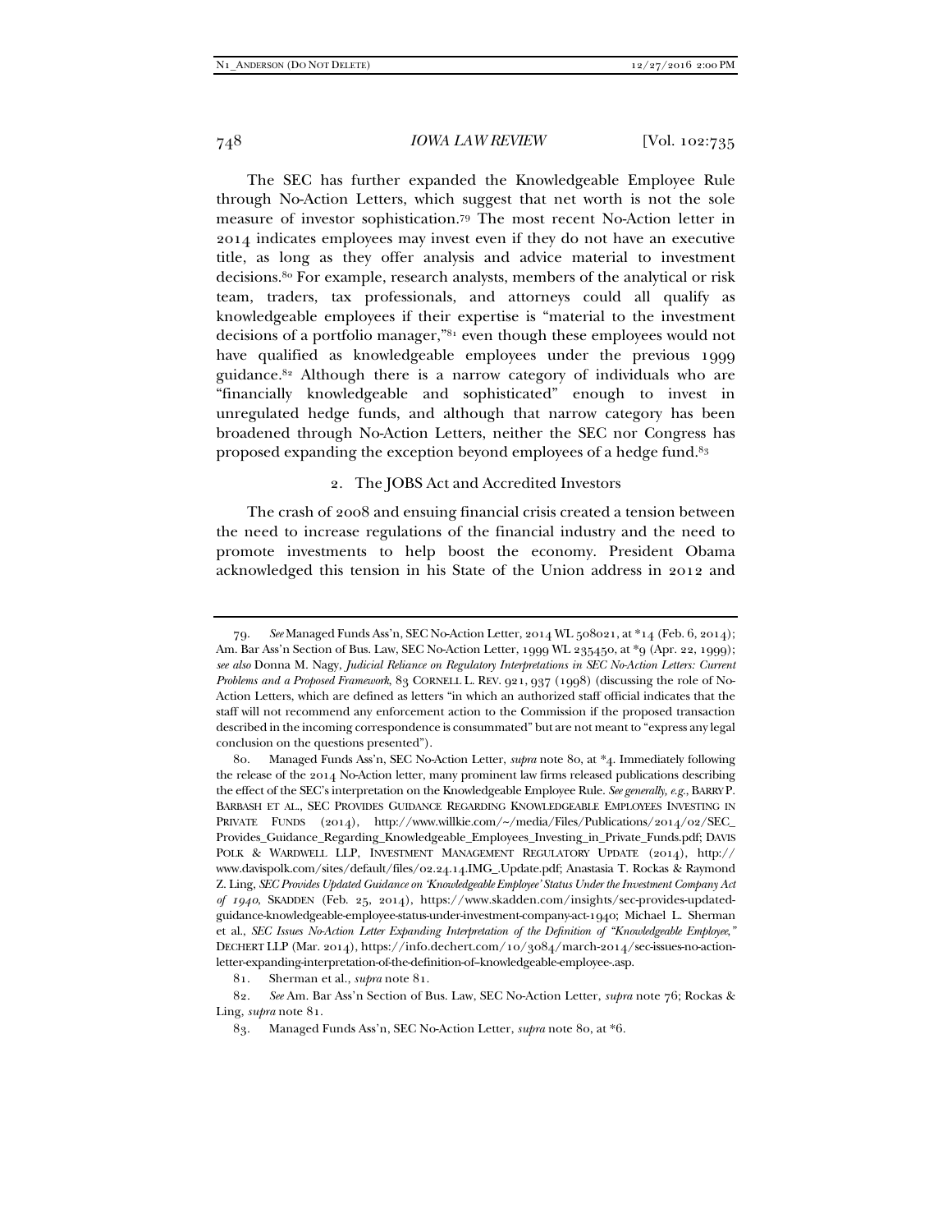The SEC has further expanded the Knowledgeable Employee Rule through No-Action Letters, which suggest that net worth is not the sole measure of investor sophistication.[79] The most recent No-Action letter in 2014 indicates employees may invest even if they do not have an executive title, as long as they offer analysis and advice material to investment decisions.[80] For example, research analysts, members of the analytical or risk team, traders, tax professionals, and attorneys could all qualify as knowledgeable employees if their expertise is "material to the investment decisions of a portfolio manager,"[81] even though these employees would not have qualified as knowledgeable employees under the previous 1999 guidance.[82] Although there is a narrow category of individuals who are "financially knowledgeable and sophisticated" enough to invest in unregulated hedge funds, and although that narrow category has been broadened through No-Action Letters, neither the SEC nor Congress has proposed expanding the exception beyond employees of a hedge fund.[83]

### 2. The JOBS Act and Accredited Investors

The crash of 2008 and ensuing financial crisis created a tension between the need to increase regulations of the financial industry and the need to promote investments to help boost the economy. President Obama acknowledged this tension in his State of the Union address in 2012 and

---

79. *See* Managed Funds Ass'n, SEC No-Action Letter, 2014 WL 508021, at *14 (Feb. 6, 2014); Am. Bar Ass'n Section of Bus. Law, SEC No-Action Letter, 1999 WL 235450, at *9 (Apr. 22, 1999); *see also* Donna M. Nagy, *Judicial Reliance on Regulatory Interpretations in SEC No-Action Letters: Current Problems and a Proposed Framework*, 83 CORNELL L. REV. 921, 937 (1998) (discussing the role of No-Action Letters, which are defined as letters "in which an authorized staff official indicates that the staff will not recommend any enforcement action to the Commission if the proposed transaction described in the incoming correspondence is consummated" but are not meant to "express any legal conclusion on the questions presented").

80. Managed Funds Ass'n, SEC No-Action Letter, *supra* note 80, at *4. Immediately following the release of the 2014 No-Action letter, many prominent law firms released publications describing the effect of the SEC's interpretation on the Knowledgeable Employee Rule. *See generally, e.g.*, BARRY P. BARBASH ET AL., SEC PROVIDES GUIDANCE REGARDING KNOWLEDGEABLE EMPLOYEES INVESTING IN PRIVATE FUNDS (2014), http://www.willkie.com/~/media/Files/Publications/2014/02/SEC_Provides_Guidance_Regarding_Knowledgeable_Employees_Investing_in_Private_Funds.pdf; DAVIS POLK & WARDWELL LLP, INVESTMENT MANAGEMENT REGULATORY UPDATE (2014), http://www.davispolk.com/sites/default/files/02.24.14.IMG_.Update.pdf; Anastasia T. Rockas & Raymond Z. Ling, *SEC Provides Updated Guidance on 'Knowledgeable Employee' Status Under the Investment Company Act of 1940*, SKADDEN (Feb. 25, 2014), https://www.skadden.com/insights/sec-provides-updated-guidance-knowledgeable-employee-status-under-investment-company-act-1940; Michael L. Sherman et al., *SEC Issues No-Action Letter Expanding Interpretation of the Definition of "Knowledgeable Employee,"* DECHERT LLP (Mar. 2014), https://info.dechert.com/10/3084/march-2014/sec-issues-no-action-letter-expanding-interpretation-of-the-definition-of--knowledgeable-employee-.asp.

81. Sherman et al., *supra* note 81.

82. *See* Am. Bar Ass'n Section of Bus. Law, SEC No-Action Letter, *supra* note 76; Rockas & Ling, *supra* note 81.

83. Managed Funds Ass'n, SEC No-Action Letter, *supra* note 80, at *6.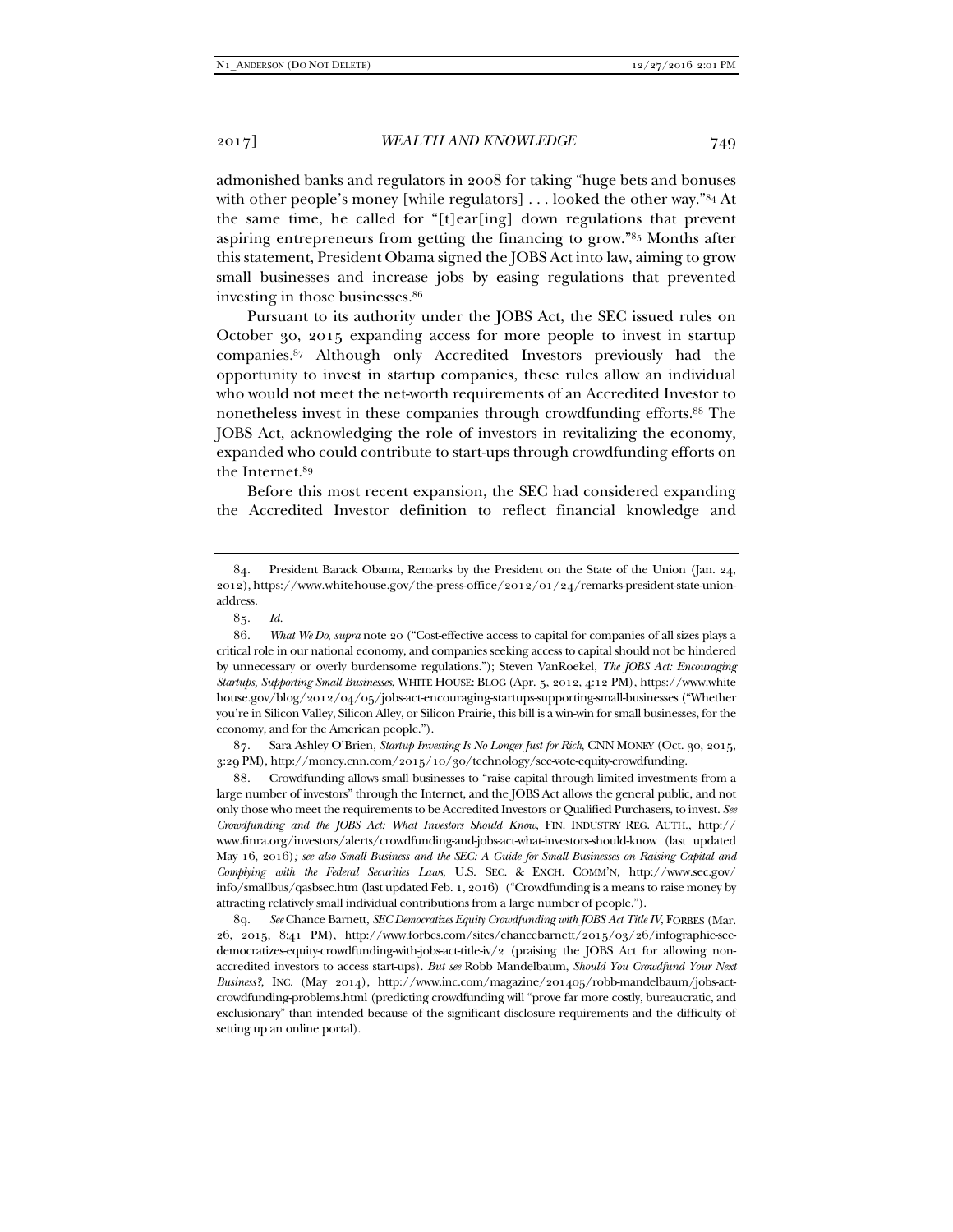admonished banks and regulators in 2008 for taking "huge bets and bonuses with other people's money [while regulators] . . . looked the other way."[84] At the same time, he called for "[t]ear[ing] down regulations that prevent aspiring entrepreneurs from getting the financing to grow."[85] Months after this statement, President Obama signed the JOBS Act into law, aiming to grow small businesses and increase jobs by easing regulations that prevented investing in those businesses.[86]

Pursuant to its authority under the JOBS Act, the SEC issued rules on October 30, 2015 expanding access for more people to invest in startup companies.[87] Although only Accredited Investors previously had the opportunity to invest in startup companies, these rules allow an individual who would not meet the net-worth requirements of an Accredited Investor to nonetheless invest in these companies through crowdfunding efforts.[88] The JOBS Act, acknowledging the role of investors in revitalizing the economy, expanded who could contribute to start-ups through crowdfunding efforts on the Internet.[89]

Before this most recent expansion, the SEC had considered expanding the Accredited Investor definition to reflect financial knowledge and

---

84. President Barack Obama, Remarks by the President on the State of the Union (Jan. 24, 2012), https://www.whitehouse.gov/the-press-office/2012/01/24/remarks-president-state-union-address.

85. *Id.*

86. *What We Do*, *supra* note 20 ("Cost-effective access to capital for companies of all sizes plays a critical role in our national economy, and companies seeking access to capital should not be hindered by unnecessary or overly burdensome regulations."); Steven VanRoekel, *The JOBS Act: Encouraging Startups, Supporting Small Businesses*, WHITE HOUSE: BLOG (Apr. 5, 2012, 4:12 PM), https://www.whitehouse.gov/blog/2012/04/05/jobs-act-encouraging-startups-supporting-small-businesses ("Whether you're in Silicon Valley, Silicon Alley, or Silicon Prairie, this bill is a win-win for small businesses, for the economy, and for the American people.").

87. Sara Ashley O'Brien, *Startup Investing Is No Longer Just for Rich*, CNN MONEY (Oct. 30, 2015, 3:29 PM), http://money.cnn.com/2015/10/30/technology/sec-vote-equity-crowdfunding.

88. Crowdfunding allows small businesses to "raise capital through limited investments from a large number of investors" through the Internet, and the JOBS Act allows the general public, and not only those who meet the requirements to be Accredited Investors or Qualified Purchasers, to invest. *See Crowdfunding and the JOBS Act: What Investors Should Know*, FIN. INDUSTRY REG. AUTH., http://www.finra.org/investors/alerts/crowdfunding-and-jobs-act-what-investors-should-know (last updated May 16, 2016)*; see also Small Business and the SEC: A Guide for Small Businesses on Raising Capital and Complying with the Federal Securities Laws*, U.S. SEC. & EXCH. COMM'N, http://www.sec.gov/info/smallbus/qasbsec.htm (last updated Feb. 1, 2016) ("Crowdfunding is a means to raise money by attracting relatively small individual contributions from a large number of people.").

89. *See* Chance Barnett, *SEC Democratizes Equity Crowdfunding with JOBS Act Title IV*, FORBES (Mar. 26, 2015, 8:41 PM), http://www.forbes.com/sites/chancebarnett/2015/03/26/infographic-sec-democratizes-equity-crowdfunding-with-jobs-act-title-iv/2 (praising the JOBS Act for allowing non-accredited investors to access start-ups). *But see* Robb Mandelbaum, *Should You Crowdfund Your Next Business?*, INC. (May 2014), http://www.inc.com/magazine/201405/robb-mandelbaum/jobs-act-crowdfunding-problems.html (predicting crowdfunding will "prove far more costly, bureaucratic, and exclusionary" than intended because of the significant disclosure requirements and the difficulty of setting up an online portal).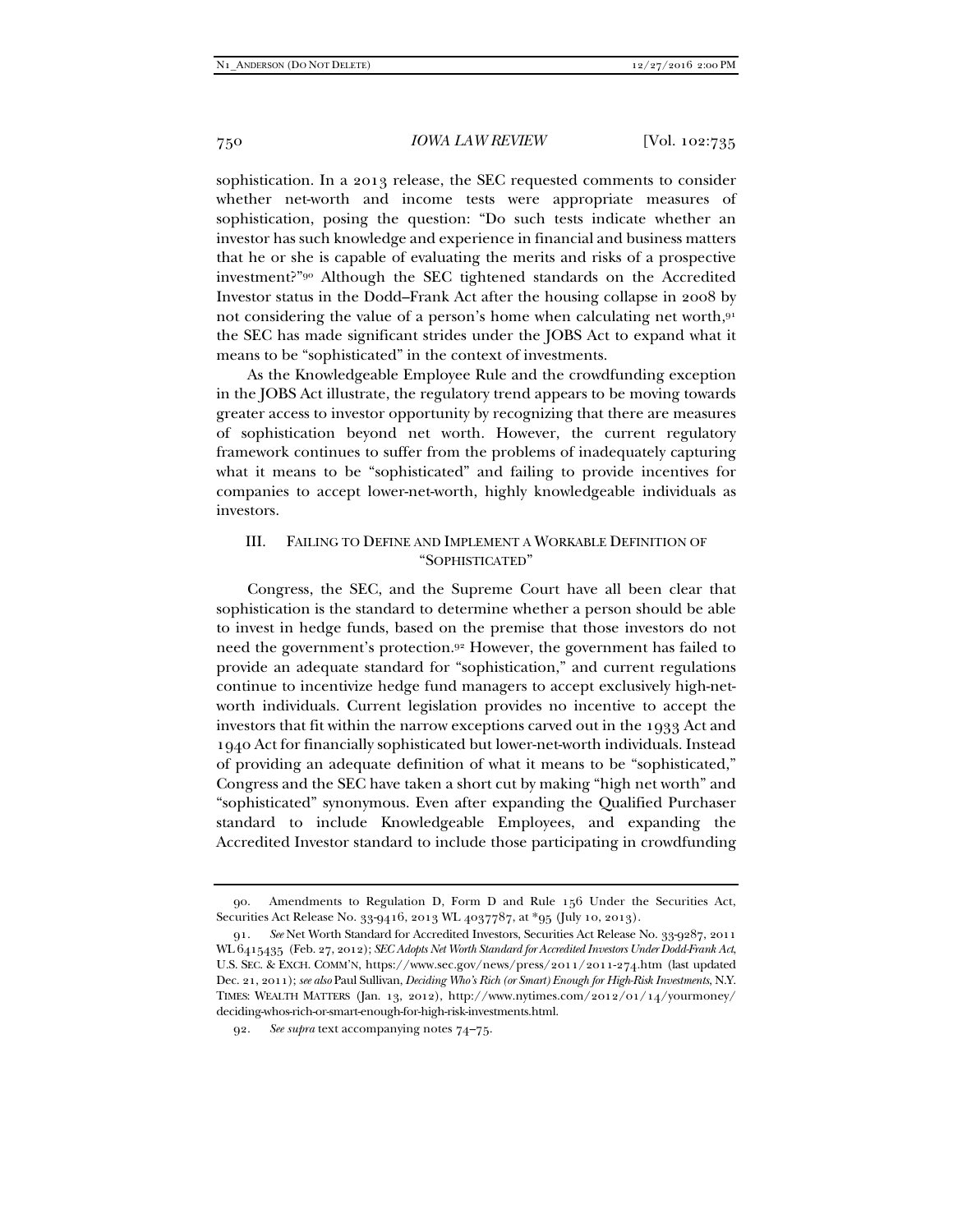sophistication. In a 2013 release, the SEC requested comments to consider whether net-worth and income tests were appropriate measures of sophistication, posing the question: "Do such tests indicate whether an investor has such knowledge and experience in financial and business matters that he or she is capable of evaluating the merits and risks of a prospective investment?"[90] Although the SEC tightened standards on the Accredited Investor status in the Dodd–Frank Act after the housing collapse in 2008 by not considering the value of a person's home when calculating net worth,[91] the SEC has made significant strides under the JOBS Act to expand what it means to be "sophisticated" in the context of investments.

As the Knowledgeable Employee Rule and the crowdfunding exception in the JOBS Act illustrate, the regulatory trend appears to be moving towards greater access to investor opportunity by recognizing that there are measures of sophistication beyond net worth. However, the current regulatory framework continues to suffer from the problems of inadequately capturing what it means to be "sophisticated" and failing to provide incentives for companies to accept lower-net-worth, highly knowledgeable individuals as investors.

## III. FAILING TO DEFINE AND IMPLEMENT A WORKABLE DEFINITION OF "SOPHISTICATED"

Congress, the SEC, and the Supreme Court have all been clear that sophistication is the standard to determine whether a person should be able to invest in hedge funds, based on the premise that those investors do not need the government's protection.[92] However, the government has failed to provide an adequate standard for "sophistication," and current regulations continue to incentivize hedge fund managers to accept exclusively high-net-worth individuals. Current legislation provides no incentive to accept the investors that fit within the narrow exceptions carved out in the 1933 Act and 1940 Act for financially sophisticated but lower-net-worth individuals. Instead of providing an adequate definition of what it means to be "sophisticated," Congress and the SEC have taken a short cut by making "high net worth" and "sophisticated" synonymous. Even after expanding the Qualified Purchaser standard to include Knowledgeable Employees, and expanding the Accredited Investor standard to include those participating in crowdfunding

---

90. Amendments to Regulation D, Form D and Rule 156 Under the Securities Act, Securities Act Release No. 33-9416, 2013 WL 4037787, at *95 (July 10, 2013).

91. *See* Net Worth Standard for Accredited Investors, Securities Act Release No. 33-9287, 2011 WL 6415435 (Feb. 27, 2012); *SEC Adopts Net Worth Standard for Accredited Investors Under Dodd-Frank Act*, U.S. SEC. & EXCH. COMM'N, https://www.sec.gov/news/press/2011/2011-274.htm (last updated Dec. 21, 2011); *see also* Paul Sullivan, *Deciding Who's Rich (or Smart) Enough for High-Risk Investments*, N.Y. TIMES: WEALTH MATTERS (Jan. 13, 2012), http://www.nytimes.com/2012/01/14/yourmoney/deciding-whos-rich-or-smart-enough-for-high-risk-investments.html.

92. *See supra* text accompanying notes 74–75.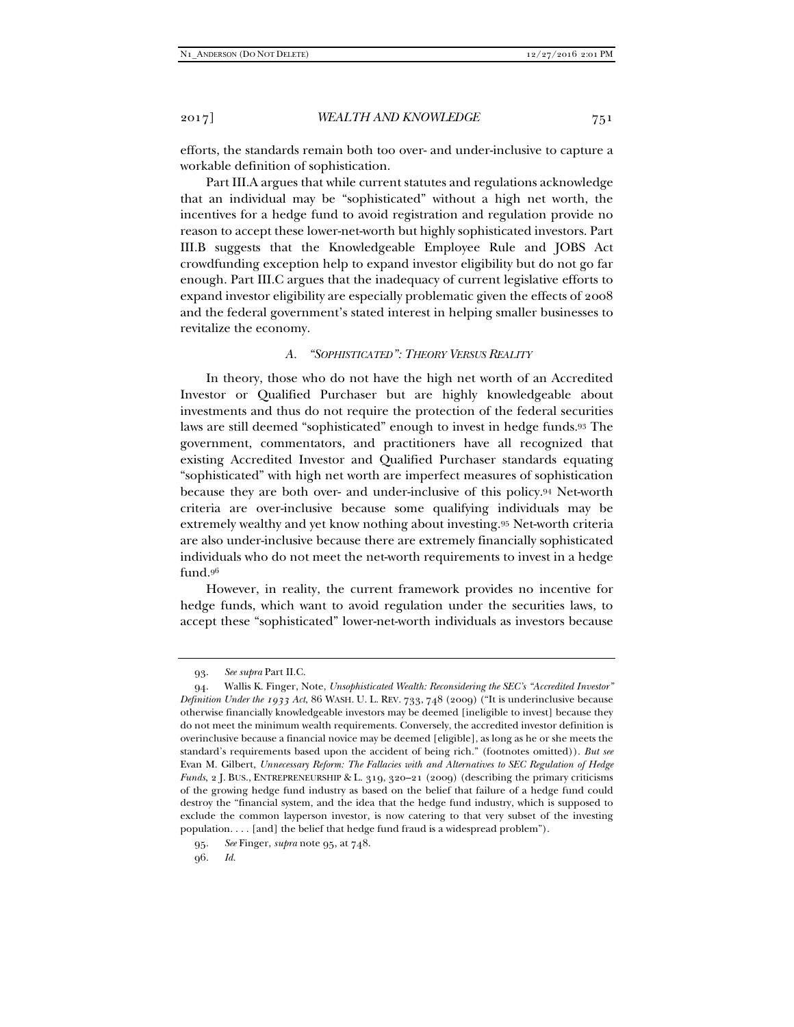efforts, the standards remain both too over- and under-inclusive to capture a workable definition of sophistication.

Part III.A argues that while current statutes and regulations acknowledge that an individual may be "sophisticated" without a high net worth, the incentives for a hedge fund to avoid registration and regulation provide no reason to accept these lower-net-worth but highly sophisticated investors. Part III.B suggests that the Knowledgeable Employee Rule and JOBS Act crowdfunding exception help to expand investor eligibility but do not go far enough. Part III.C argues that the inadequacy of current legislative efforts to expand investor eligibility are especially problematic given the effects of 2008 and the federal government's stated interest in helping smaller businesses to revitalize the economy.

### A. "SOPHISTICATED": THEORY VERSUS REALITY

In theory, those who do not have the high net worth of an Accredited Investor or Qualified Purchaser but are highly knowledgeable about investments and thus do not require the protection of the federal securities laws are still deemed "sophisticated" enough to invest in hedge funds.[93] The government, commentators, and practitioners have all recognized that existing Accredited Investor and Qualified Purchaser standards equating "sophisticated" with high net worth are imperfect measures of sophistication because they are both over- and under-inclusive of this policy.[94] Net-worth criteria are over-inclusive because some qualifying individuals may be extremely wealthy and yet know nothing about investing.[95] Net-worth criteria are also under-inclusive because there are extremely financially sophisticated individuals who do not meet the net-worth requirements to invest in a hedge fund.[96]

However, in reality, the current framework provides no incentive for hedge funds, which want to avoid regulation under the securities laws, to accept these "sophisticated" lower-net-worth individuals as investors because

---

93. *See supra* Part II.C.

94. Wallis K. Finger, Note, *Unsophisticated Wealth: Reconsidering the SEC's "Accredited Investor" Definition Under the 1933 Act*, 86 WASH. U. L. REV. 733, 748 (2009) ("It is underinclusive because otherwise financially knowledgeable investors may be deemed [ineligible to invest] because they do not meet the minimum wealth requirements. Conversely, the accredited investor definition is overinclusive because a financial novice may be deemed [eligible], as long as he or she meets the standard's requirements based upon the accident of being rich." (footnotes omitted)). *But see* Evan M. Gilbert, *Unnecessary Reform: The Fallacies with and Alternatives to SEC Regulation of Hedge Funds*, 2 J. BUS., ENTREPRENEURSHIP & L. 319, 320–21 (2009) (describing the primary criticisms of the growing hedge fund industry as based on the belief that failure of a hedge fund could destroy the "financial system, and the idea that the hedge fund industry, which is supposed to exclude the common layperson investor, is now catering to that very subset of the investing population. . . . [and] the belief that hedge fund fraud is a widespread problem").

95. *See* Finger, *supra* note 95, at 748.

96. *Id.*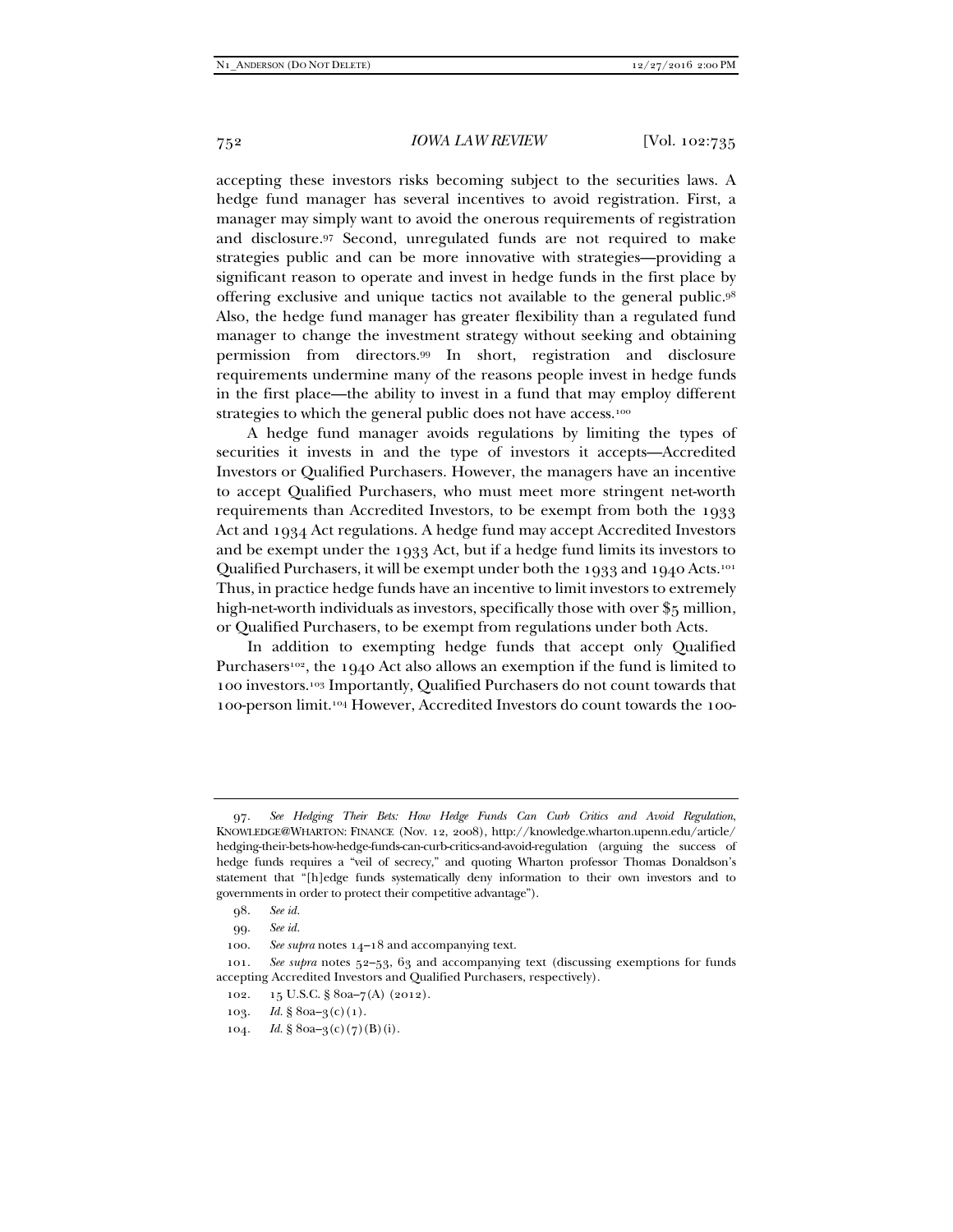accepting these investors risks becoming subject to the securities laws. A hedge fund manager has several incentives to avoid registration. First, a manager may simply want to avoid the onerous requirements of registration and disclosure.[97] Second, unregulated funds are not required to make strategies public and can be more innovative with strategies—providing a significant reason to operate and invest in hedge funds in the first place by offering exclusive and unique tactics not available to the general public.[98] Also, the hedge fund manager has greater flexibility than a regulated fund manager to change the investment strategy without seeking and obtaining permission from directors.[99] In short, registration and disclosure requirements undermine many of the reasons people invest in hedge funds in the first place—the ability to invest in a fund that may employ different strategies to which the general public does not have access.[100]

A hedge fund manager avoids regulations by limiting the types of securities it invests in and the type of investors it accepts—Accredited Investors or Qualified Purchasers. However, the managers have an incentive to accept Qualified Purchasers, who must meet more stringent net-worth requirements than Accredited Investors, to be exempt from both the 1933 Act and 1934 Act regulations. A hedge fund may accept Accredited Investors and be exempt under the 1933 Act, but if a hedge fund limits its investors to Qualified Purchasers, it will be exempt under both the 1933 and 1940 Acts.[101] Thus, in practice hedge funds have an incentive to limit investors to extremely high-net-worth individuals as investors, specifically those with over $5 million, or Qualified Purchasers, to be exempt from regulations under both Acts.

In addition to exempting hedge funds that accept only Qualified Purchasers[102], the 1940 Act also allows an exemption if the fund is limited to 100 investors.[103] Importantly, Qualified Purchasers do not count towards that 100-person limit.[104] However, Accredited Investors do count towards the 100-

---

97. *See Hedging Their Bets: How Hedge Funds Can Curb Critics and Avoid Regulation*, KNOWLEDGE@WHARTON: FINANCE (Nov. 12, 2008), http://knowledge.wharton.upenn.edu/article/hedging-their-bets-how-hedge-funds-can-curb-critics-and-avoid-regulation (arguing the success of hedge funds requires a "veil of secrecy," and quoting Wharton professor Thomas Donaldson's statement that "[h]edge funds systematically deny information to their own investors and to governments in order to protect their competitive advantage").

98. *See id.*

99. *See id.*

100. *See supra* notes 14–18 and accompanying text.

101. *See supra* notes 52–53, 63 and accompanying text (discussing exemptions for funds accepting Accredited Investors and Qualified Purchasers, respectively).

102. 15 U.S.C. § 80a–7(A) (2012).

103. *Id.* § 80a–3(c)(1).

104. *Id.* § 80a–3(c)(7)(B)(i).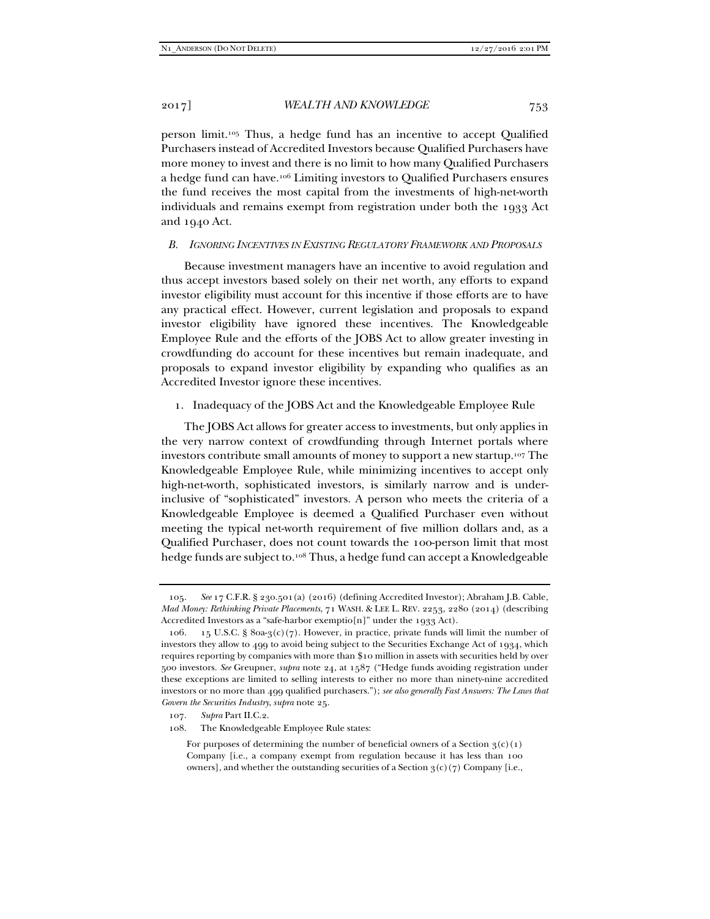person limit.[105] Thus, a hedge fund has an incentive to accept Qualified Purchasers instead of Accredited Investors because Qualified Purchasers have more money to invest and there is no limit to how many Qualified Purchasers a hedge fund can have.[106] Limiting investors to Qualified Purchasers ensures the fund receives the most capital from the investments of high-net-worth individuals and remains exempt from registration under both the 1933 Act and 1940 Act.

### *B. Ignoring Incentives in Existing Regulatory Framework and Proposals*

Because investment managers have an incentive to avoid regulation and thus accept investors based solely on their net worth, any efforts to expand investor eligibility must account for this incentive if those efforts are to have any practical effect. However, current legislation and proposals to expand investor eligibility have ignored these incentives. The Knowledgeable Employee Rule and the efforts of the JOBS Act to allow greater investing in crowdfunding do account for these incentives but remain inadequate, and proposals to expand investor eligibility by expanding who qualifies as an Accredited Investor ignore these incentives.

#### 1. Inadequacy of the JOBS Act and the Knowledgeable Employee Rule

The JOBS Act allows for greater access to investments, but only applies in the very narrow context of crowdfunding through Internet portals where investors contribute small amounts of money to support a new startup.[107] The Knowledgeable Employee Rule, while minimizing incentives to accept only high-net-worth, sophisticated investors, is similarly narrow and is under-inclusive of "sophisticated" investors. A person who meets the criteria of a Knowledgeable Employee is deemed a Qualified Purchaser even without meeting the typical net-worth requirement of five million dollars and, as a Qualified Purchaser, does not count towards the 100-person limit that most hedge funds are subject to.[108] Thus, a hedge fund can accept a Knowledgeable

---

105. *See* 17 C.F.R. § 230.501(a) (2016) (defining Accredited Investor); Abraham J.B. Cable, *Mad Money: Rethinking Private Placements*, 71 WASH. & LEE L. REV. 2253, 2280 (2014) (describing Accredited Investors as a "safe-harbor exemptio[n]" under the 1933 Act).

106. 15 U.S.C. § 80a-3(c)(7). However, in practice, private funds will limit the number of investors they allow to 499 to avoid being subject to the Securities Exchange Act of 1934, which requires reporting by companies with more than $10 million in assets with securities held by over 500 investors. *See* Greupner, *supra* note 24, at 1587 ("Hedge funds avoiding registration under these exceptions are limited to selling interests to either no more than ninety-nine accredited investors or no more than 499 qualified purchasers."); *see also generally Fast Answers: The Laws that Govern the Securities Industry*, *supra* note 25.

107. *Supra* Part II.C.2.

108. The Knowledgeable Employee Rule states:

> For purposes of determining the number of beneficial owners of a Section 3(c)(1) Company [i.e., a company exempt from regulation because it has less than 100 owners], and whether the outstanding securities of a Section 3(c)(7) Company [i.e.,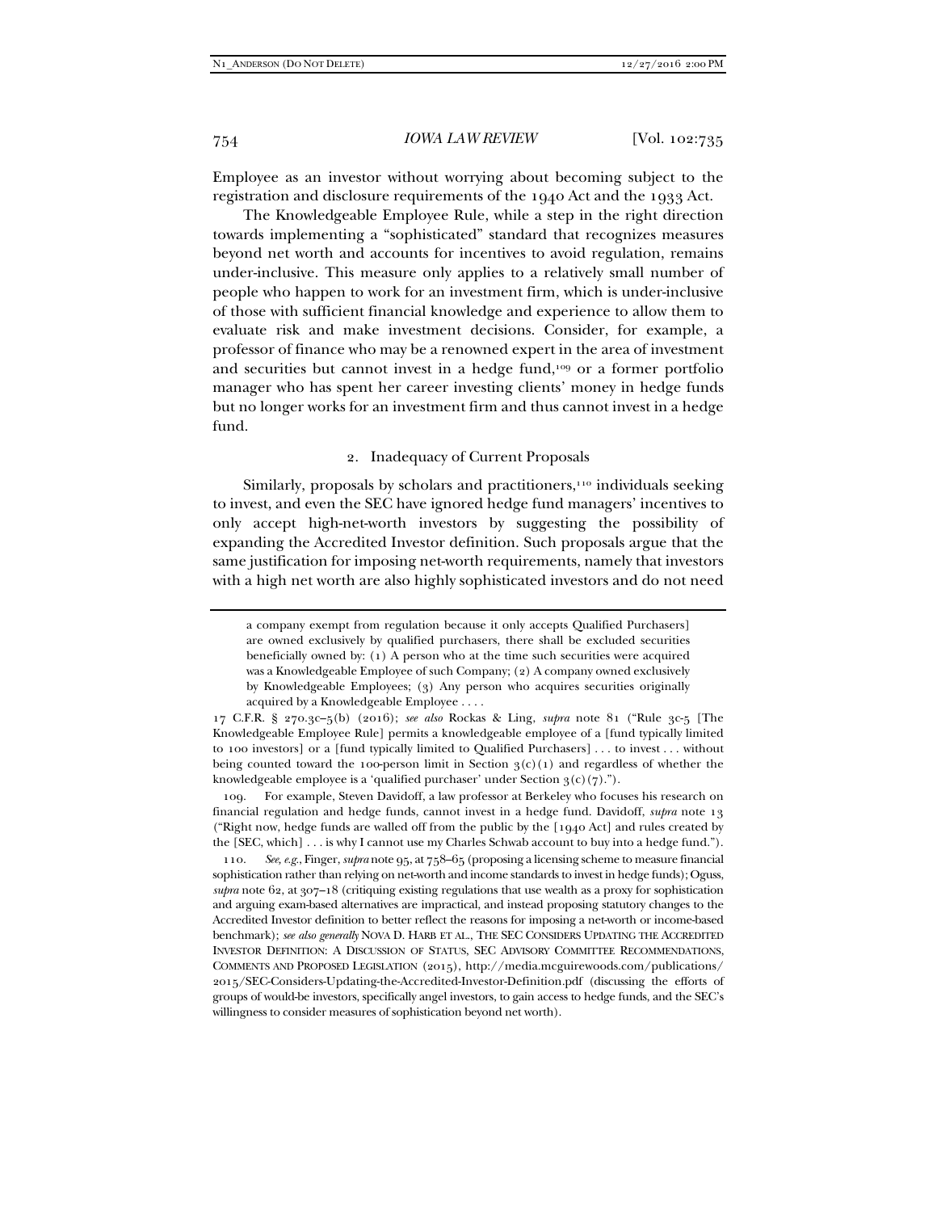Employee as an investor without worrying about becoming subject to the registration and disclosure requirements of the 1940 Act and the 1933 Act.

The Knowledgeable Employee Rule, while a step in the right direction towards implementing a "sophisticated" standard that recognizes measures beyond net worth and accounts for incentives to avoid regulation, remains under-inclusive. This measure only applies to a relatively small number of people who happen to work for an investment firm, which is under-inclusive of those with sufficient financial knowledge and experience to allow them to evaluate risk and make investment decisions. Consider, for example, a professor of finance who may be a renowned expert in the area of investment and securities but cannot invest in a hedge fund,[109] or a former portfolio manager who has spent her career investing clients' money in hedge funds but no longer works for an investment firm and thus cannot invest in a hedge fund.

### 2. Inadequacy of Current Proposals

Similarly, proposals by scholars and practitioners,[110] individuals seeking to invest, and even the SEC have ignored hedge fund managers' incentives to only accept high-net-worth investors by suggesting the possibility of expanding the Accredited Investor definition. Such proposals argue that the same justification for imposing net-worth requirements, namely that investors with a high net worth are also highly sophisticated investors and do not need

---

> a company exempt from regulation because it only accepts Qualified Purchasers] are owned exclusively by qualified purchasers, there shall be excluded securities beneficially owned by: (1) A person who at the time such securities were acquired was a Knowledgeable Employee of such Company; (2) A company owned exclusively by Knowledgeable Employees; (3) Any person who acquires securities originally acquired by a Knowledgeable Employee . . . .

17 C.F.R. § 270.3c–5(b) (2016); *see also* Rockas & Ling, *supra* note 81 ("Rule 3c-5 [The Knowledgeable Employee Rule] permits a knowledgeable employee of a [fund typically limited to 100 investors] or a [fund typically limited to Qualified Purchasers] . . . to invest . . . without being counted toward the 100-person limit in Section 3(c)(1) and regardless of whether the knowledgeable employee is a 'qualified purchaser' under Section 3(c)(7).").

109. For example, Steven Davidoff, a law professor at Berkeley who focuses his research on financial regulation and hedge funds, cannot invest in a hedge fund. Davidoff, *supra* note 13 ("Right now, hedge funds are walled off from the public by the [1940 Act] and rules created by the [SEC, which] . . . is why I cannot use my Charles Schwab account to buy into a hedge fund.").

110. *See, e.g.*, Finger, *supra* note 95, at 758–65 (proposing a licensing scheme to measure financial sophistication rather than relying on net-worth and income standards to invest in hedge funds); Oguss, *supra* note 62, at 307–18 (critiquing existing regulations that use wealth as a proxy for sophistication and arguing exam-based alternatives are impractical, and instead proposing statutory changes to the Accredited Investor definition to better reflect the reasons for imposing a net-worth or income-based benchmark); *see also generally* NOVA D. HARB ET AL., THE SEC CONSIDERS UPDATING THE ACCREDITED INVESTOR DEFINITION: A DISCUSSION OF STATUS, SEC ADVISORY COMMITTEE RECOMMENDATIONS, COMMENTS AND PROPOSED LEGISLATION (2015), http://media.mcguirewoods.com/publications/2015/SEC-Considers-Updating-the-Accredited-Investor-Definition.pdf (discussing the efforts of groups of would-be investors, specifically angel investors, to gain access to hedge funds, and the SEC's willingness to consider measures of sophistication beyond net worth).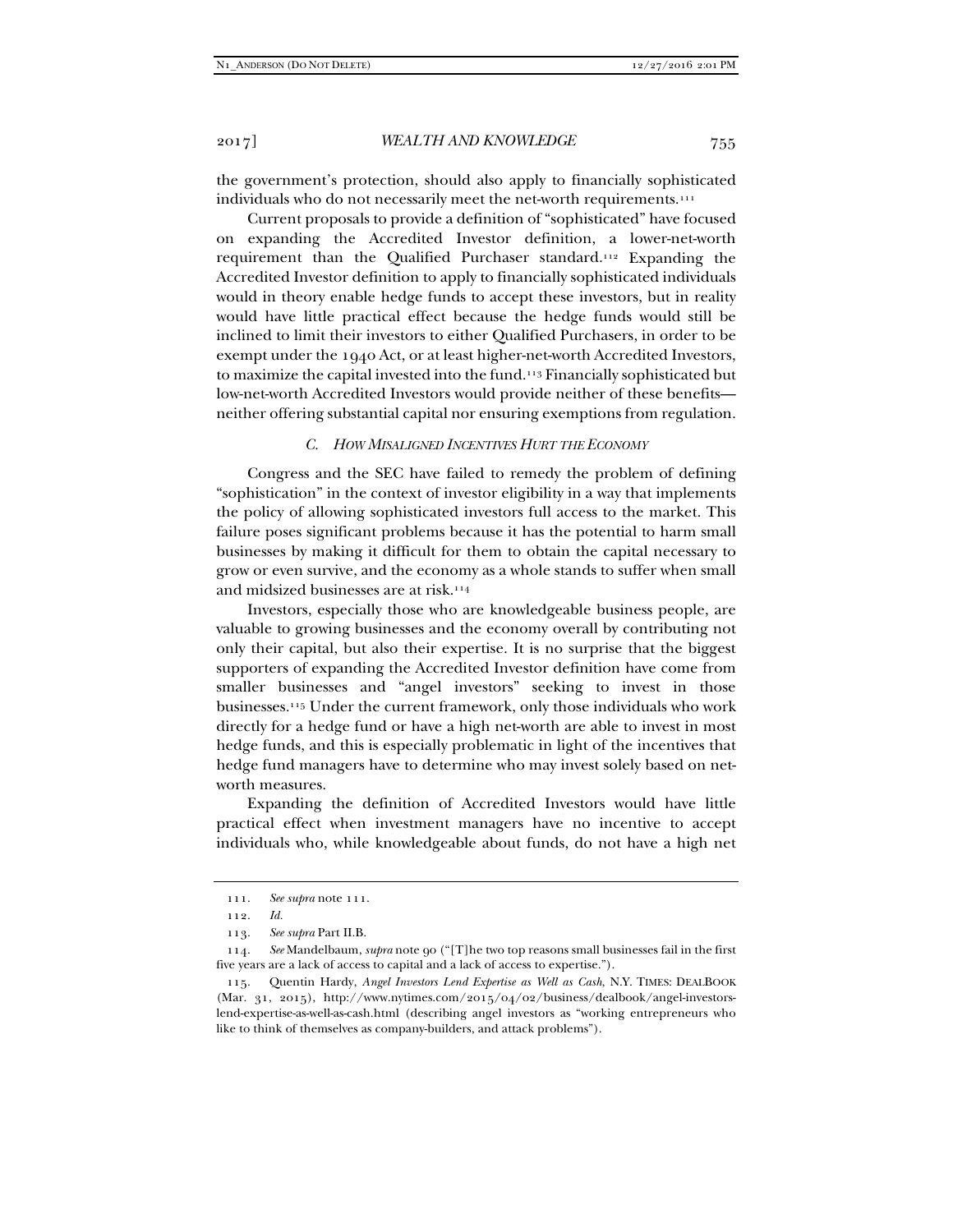the government's protection, should also apply to financially sophisticated individuals who do not necessarily meet the net-worth requirements.[111]

Current proposals to provide a definition of "sophisticated" have focused on expanding the Accredited Investor definition, a lower-net-worth requirement than the Qualified Purchaser standard.[112] Expanding the Accredited Investor definition to apply to financially sophisticated individuals would in theory enable hedge funds to accept these investors, but in reality would have little practical effect because the hedge funds would still be inclined to limit their investors to either Qualified Purchasers, in order to be exempt under the 1940 Act, or at least higher-net-worth Accredited Investors, to maximize the capital invested into the fund.[113] Financially sophisticated but low-net-worth Accredited Investors would provide neither of these benefits—neither offering substantial capital nor ensuring exemptions from regulation.

### *C. How Misaligned Incentives Hurt the Economy*

Congress and the SEC have failed to remedy the problem of defining "sophistication" in the context of investor eligibility in a way that implements the policy of allowing sophisticated investors full access to the market. This failure poses significant problems because it has the potential to harm small businesses by making it difficult for them to obtain the capital necessary to grow or even survive, and the economy as a whole stands to suffer when small and midsized businesses are at risk.[114]

Investors, especially those who are knowledgeable business people, are valuable to growing businesses and the economy overall by contributing not only their capital, but also their expertise. It is no surprise that the biggest supporters of expanding the Accredited Investor definition have come from smaller businesses and "angel investors" seeking to invest in those businesses.[115] Under the current framework, only those individuals who work directly for a hedge fund or have a high net-worth are able to invest in most hedge funds, and this is especially problematic in light of the incentives that hedge fund managers have to determine who may invest solely based on net-worth measures.

Expanding the definition of Accredited Investors would have little practical effect when investment managers have no incentive to accept individuals who, while knowledgeable about funds, do not have a high net

---

111. *See supra* note 111.

112. *Id.*

113. *See supra* Part II.B.

114. *See* Mandelbaum, *supra* note 90 ("[T]he two top reasons small businesses fail in the first five years are a lack of access to capital and a lack of access to expertise.").

115. Quentin Hardy, *Angel Investors Lend Expertise as Well as Cash*, N.Y. TIMES: DEALBOOK (Mar. 31, 2015), http://www.nytimes.com/2015/04/02/business/dealbook/angel-investors-lend-expertise-as-well-as-cash.html (describing angel investors as "working entrepreneurs who like to think of themselves as company-builders, and attack problems").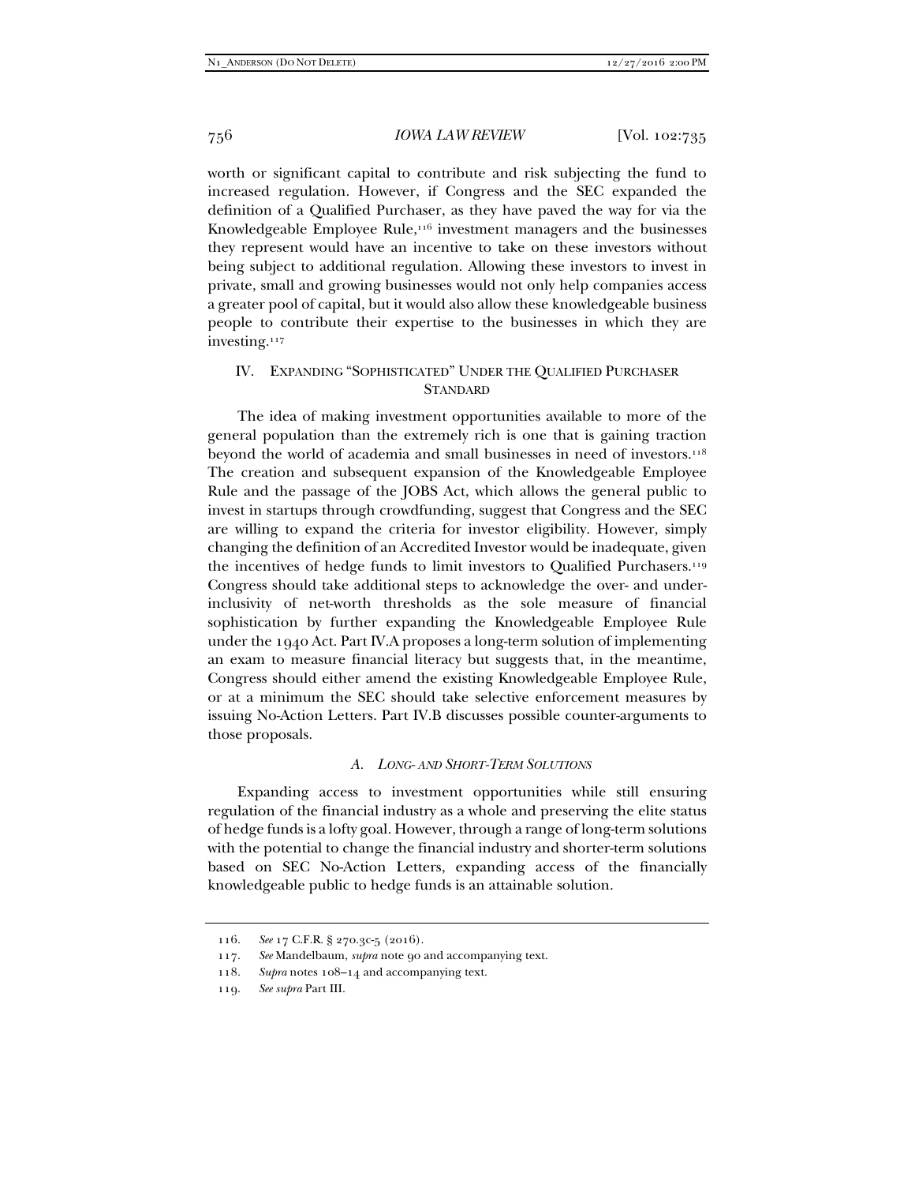worth or significant capital to contribute and risk subjecting the fund to increased regulation. However, if Congress and the SEC expanded the definition of a Qualified Purchaser, as they have paved the way for via the Knowledgeable Employee Rule,[116] investment managers and the businesses they represent would have an incentive to take on these investors without being subject to additional regulation. Allowing these investors to invest in private, small and growing businesses would not only help companies access a greater pool of capital, but it would also allow these knowledgeable business people to contribute their expertise to the businesses in which they are investing.[117]

## IV. EXPANDING "SOPHISTICATED" UNDER THE QUALIFIED PURCHASER STANDARD

The idea of making investment opportunities available to more of the general population than the extremely rich is one that is gaining traction beyond the world of academia and small businesses in need of investors.[118] The creation and subsequent expansion of the Knowledgeable Employee Rule and the passage of the JOBS Act, which allows the general public to invest in startups through crowdfunding, suggest that Congress and the SEC are willing to expand the criteria for investor eligibility. However, simply changing the definition of an Accredited Investor would be inadequate, given the incentives of hedge funds to limit investors to Qualified Purchasers.[119] Congress should take additional steps to acknowledge the over- and under-inclusivity of net-worth thresholds as the sole measure of financial sophistication by further expanding the Knowledgeable Employee Rule under the 1940 Act. Part IV.A proposes a long-term solution of implementing an exam to measure financial literacy but suggests that, in the meantime, Congress should either amend the existing Knowledgeable Employee Rule, or at a minimum the SEC should take selective enforcement measures by issuing No-Action Letters. Part IV.B discusses possible counter-arguments to those proposals.

### A. *LONG- AND SHORT-TERM SOLUTIONS*

Expanding access to investment opportunities while still ensuring regulation of the financial industry as a whole and preserving the elite status of hedge funds is a lofty goal. However, through a range of long-term solutions with the potential to change the financial industry and shorter-term solutions based on SEC No-Action Letters, expanding access of the financially knowledgeable public to hedge funds is an attainable solution.

---

116. *See* 17 C.F.R. § 270.3c-5 (2016).

117. *See* Mandelbaum, *supra* note 90 and accompanying text.

118. *Supra* notes 108–14 and accompanying text.

119. *See supra* Part III.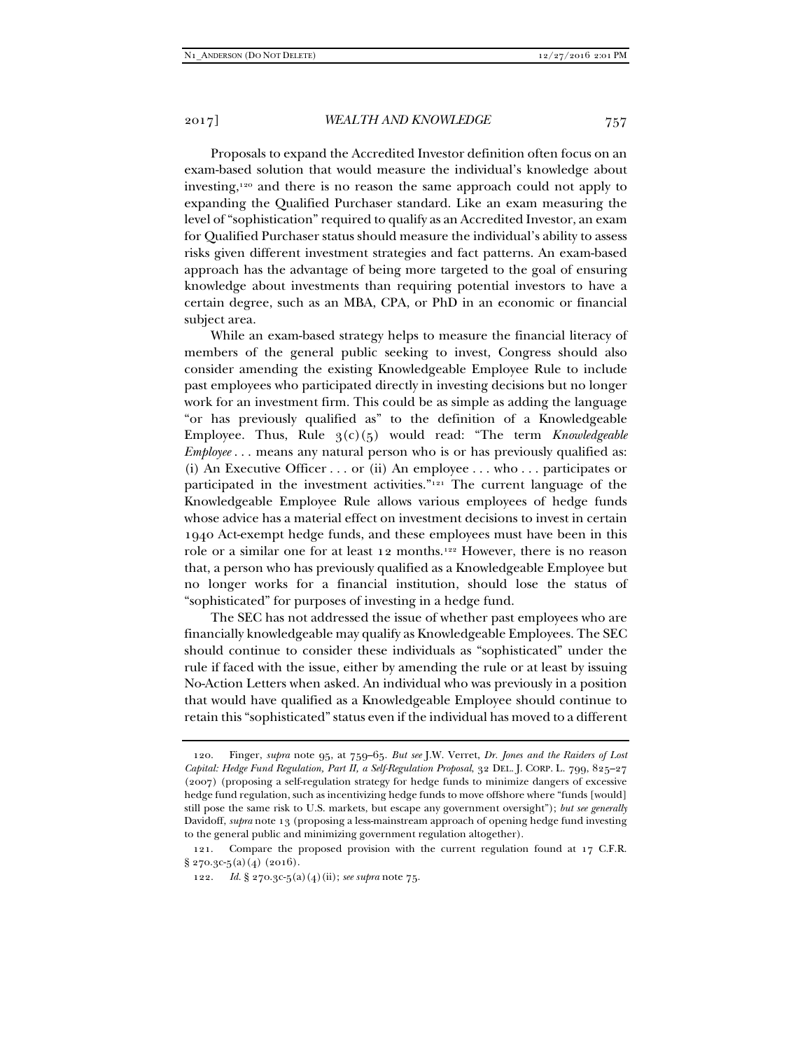Proposals to expand the Accredited Investor definition often focus on an exam-based solution that would measure the individual's knowledge about investing,[120] and there is no reason the same approach could not apply to expanding the Qualified Purchaser standard. Like an exam measuring the level of "sophistication" required to qualify as an Accredited Investor, an exam for Qualified Purchaser status should measure the individual's ability to assess risks given different investment strategies and fact patterns. An exam-based approach has the advantage of being more targeted to the goal of ensuring knowledge about investments than requiring potential investors to have a certain degree, such as an MBA, CPA, or PhD in an economic or financial subject area.

While an exam-based strategy helps to measure the financial literacy of members of the general public seeking to invest, Congress should also consider amending the existing Knowledgeable Employee Rule to include past employees who participated directly in investing decisions but no longer work for an investment firm. This could be as simple as adding the language "or has previously qualified as" to the definition of a Knowledgeable Employee. Thus, Rule 3(c)(5) would read: "The term *Knowledgeable Employee* . . . means any natural person who is or has previously qualified as: (i) An Executive Officer . . . or (ii) An employee . . . who . . . participates or participated in the investment activities."[121] The current language of the Knowledgeable Employee Rule allows various employees of hedge funds whose advice has a material effect on investment decisions to invest in certain 1940 Act-exempt hedge funds, and these employees must have been in this role or a similar one for at least 12 months.[122] However, there is no reason that, a person who has previously qualified as a Knowledgeable Employee but no longer works for a financial institution, should lose the status of "sophisticated" for purposes of investing in a hedge fund.

The SEC has not addressed the issue of whether past employees who are financially knowledgeable may qualify as Knowledgeable Employees. The SEC should continue to consider these individuals as "sophisticated" under the rule if faced with the issue, either by amending the rule or at least by issuing No-Action Letters when asked. An individual who was previously in a position that would have qualified as a Knowledgeable Employee should continue to retain this "sophisticated" status even if the individual has moved to a different

---

120. Finger, *supra* note 95, at 759–65. *But see* J.W. Verret, *Dr. Jones and the Raiders of Lost Capital: Hedge Fund Regulation, Part II, a Self-Regulation Proposal*, 32 DEL. J. CORP. L. 799, 825–27 (2007) (proposing a self-regulation strategy for hedge funds to minimize dangers of excessive hedge fund regulation, such as incentivizing hedge funds to move offshore where "funds [would] still pose the same risk to U.S. markets, but escape any government oversight"); *but see generally* Davidoff, *supra* note 13 (proposing a less-mainstream approach of opening hedge fund investing to the general public and minimizing government regulation altogether).

121. Compare the proposed provision with the current regulation found at 17 C.F.R. § 270.3c-5(a)(4) (2016).

122. *Id.* § 270.3c-5(a)(4)(ii); *see supra* note 75.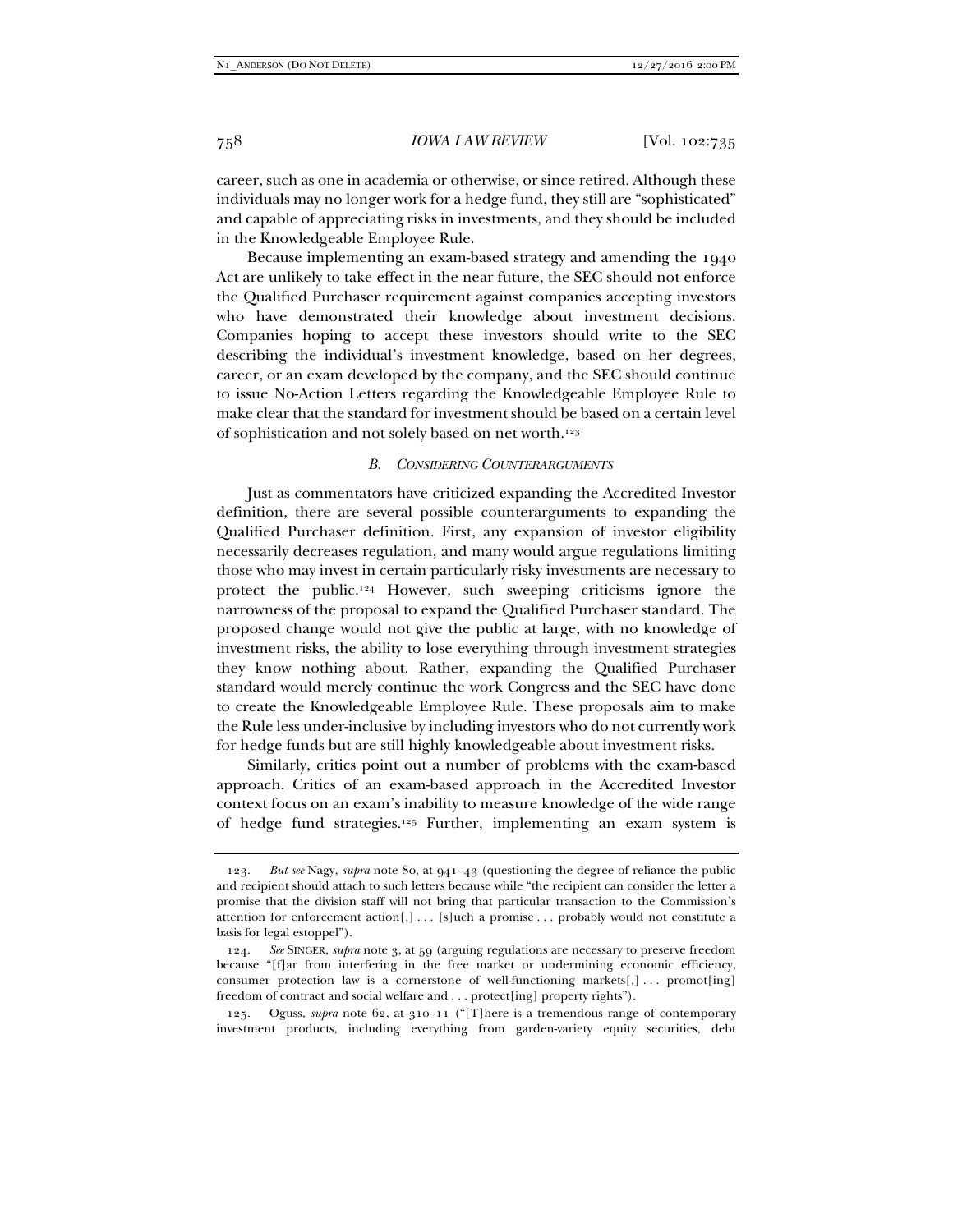career, such as one in academia or otherwise, or since retired. Although these individuals may no longer work for a hedge fund, they still are "sophisticated" and capable of appreciating risks in investments, and they should be included in the Knowledgeable Employee Rule.

Because implementing an exam-based strategy and amending the 1940 Act are unlikely to take effect in the near future, the SEC should not enforce the Qualified Purchaser requirement against companies accepting investors who have demonstrated their knowledge about investment decisions. Companies hoping to accept these investors should write to the SEC describing the individual's investment knowledge, based on her degrees, career, or an exam developed by the company, and the SEC should continue to issue No-Action Letters regarding the Knowledgeable Employee Rule to make clear that the standard for investment should be based on a certain level of sophistication and not solely based on net worth.[123]

### *B. Considering Counterarguments*

Just as commentators have criticized expanding the Accredited Investor definition, there are several possible counterarguments to expanding the Qualified Purchaser definition. First, any expansion of investor eligibility necessarily decreases regulation, and many would argue regulations limiting those who may invest in certain particularly risky investments are necessary to protect the public.[124] However, such sweeping criticisms ignore the narrowness of the proposal to expand the Qualified Purchaser standard. The proposed change would not give the public at large, with no knowledge of investment risks, the ability to lose everything through investment strategies they know nothing about. Rather, expanding the Qualified Purchaser standard would merely continue the work Congress and the SEC have done to create the Knowledgeable Employee Rule. These proposals aim to make the Rule less under-inclusive by including investors who do not currently work for hedge funds but are still highly knowledgeable about investment risks.

Similarly, critics point out a number of problems with the exam-based approach. Critics of an exam-based approach in the Accredited Investor context focus on an exam's inability to measure knowledge of the wide range of hedge fund strategies.[125] Further, implementing an exam system is

---

123. *But see* Nagy, *supra* note 80, at 941–43 (questioning the degree of reliance the public and recipient should attach to such letters because while "the recipient can consider the letter a promise that the division staff will not bring that particular transaction to the Commission's attention for enforcement action[,] . . . [s]uch a promise . . . probably would not constitute a basis for legal estoppel").

124. *See* SINGER, *supra* note 3, at 59 (arguing regulations are necessary to preserve freedom because "[f]ar from interfering in the free market or undermining economic efficiency, consumer protection law is a cornerstone of well-functioning markets[,] . . . promot[ing] freedom of contract and social welfare and . . . protect[ing] property rights").

125. Oguss, *supra* note 62, at 310–11 ("[T]here is a tremendous range of contemporary investment products, including everything from garden-variety equity securities, debt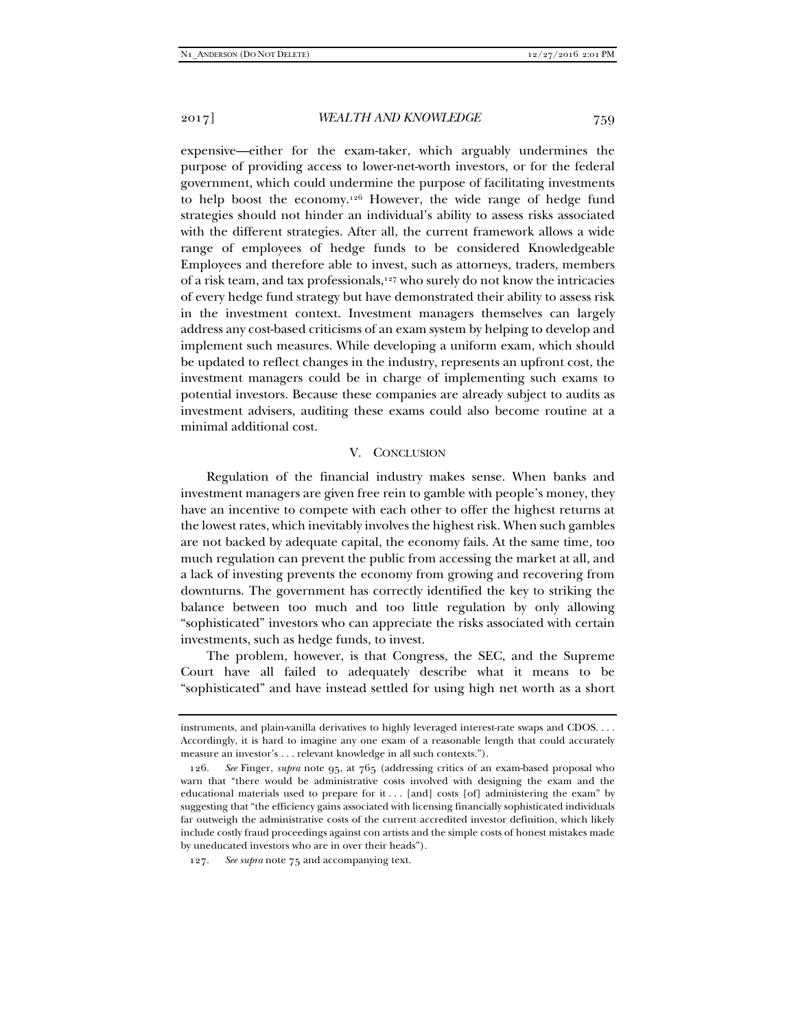expensive—either for the exam-taker, which arguably undermines the purpose of providing access to lower-net-worth investors, or for the federal government, which could undermine the purpose of facilitating investments to help boost the economy.[126] However, the wide range of hedge fund strategies should not hinder an individual's ability to assess risks associated with the different strategies. After all, the current framework allows a wide range of employees of hedge funds to be considered Knowledgeable Employees and therefore able to invest, such as attorneys, traders, members of a risk team, and tax professionals,[127] who surely do not know the intricacies of every hedge fund strategy but have demonstrated their ability to assess risk in the investment context. Investment managers themselves can largely address any cost-based criticisms of an exam system by helping to develop and implement such measures. While developing a uniform exam, which should be updated to reflect changes in the industry, represents an upfront cost, the investment managers could be in charge of implementing such exams to potential investors. Because these companies are already subject to audits as investment advisers, auditing these exams could also become routine at a minimal additional cost.

## V. Conclusion

Regulation of the financial industry makes sense. When banks and investment managers are given free rein to gamble with people's money, they have an incentive to compete with each other to offer the highest returns at the lowest rates, which inevitably involves the highest risk. When such gambles are not backed by adequate capital, the economy fails. At the same time, too much regulation can prevent the public from accessing the market at all, and a lack of investing prevents the economy from growing and recovering from downturns. The government has correctly identified the key to striking the balance between too much and too little regulation by only allowing "sophisticated" investors who can appreciate the risks associated with certain investments, such as hedge funds, to invest.

The problem, however, is that Congress, the SEC, and the Supreme Court have all failed to adequately describe what it means to be "sophisticated" and have instead settled for using high net worth as a short

---

instruments, and plain-vanilla derivatives to highly leveraged interest-rate swaps and CDOS. . . . Accordingly, it is hard to imagine any one exam of a reasonable length that could accurately measure an investor's . . . relevant knowledge in all such contexts.").

126. *See* Finger, *supra* note 95, at 765 (addressing critics of an exam-based proposal who warn that "there would be administrative costs involved with designing the exam and the educational materials used to prepare for it . . . [and] costs [of] administering the exam" by suggesting that "the efficiency gains associated with licensing financially sophisticated individuals far outweigh the administrative costs of the current accredited investor definition, which likely include costly fraud proceedings against con artists and the simple costs of honest mistakes made by uneducated investors who are in over their heads").

127. *See supra* note 75 and accompanying text.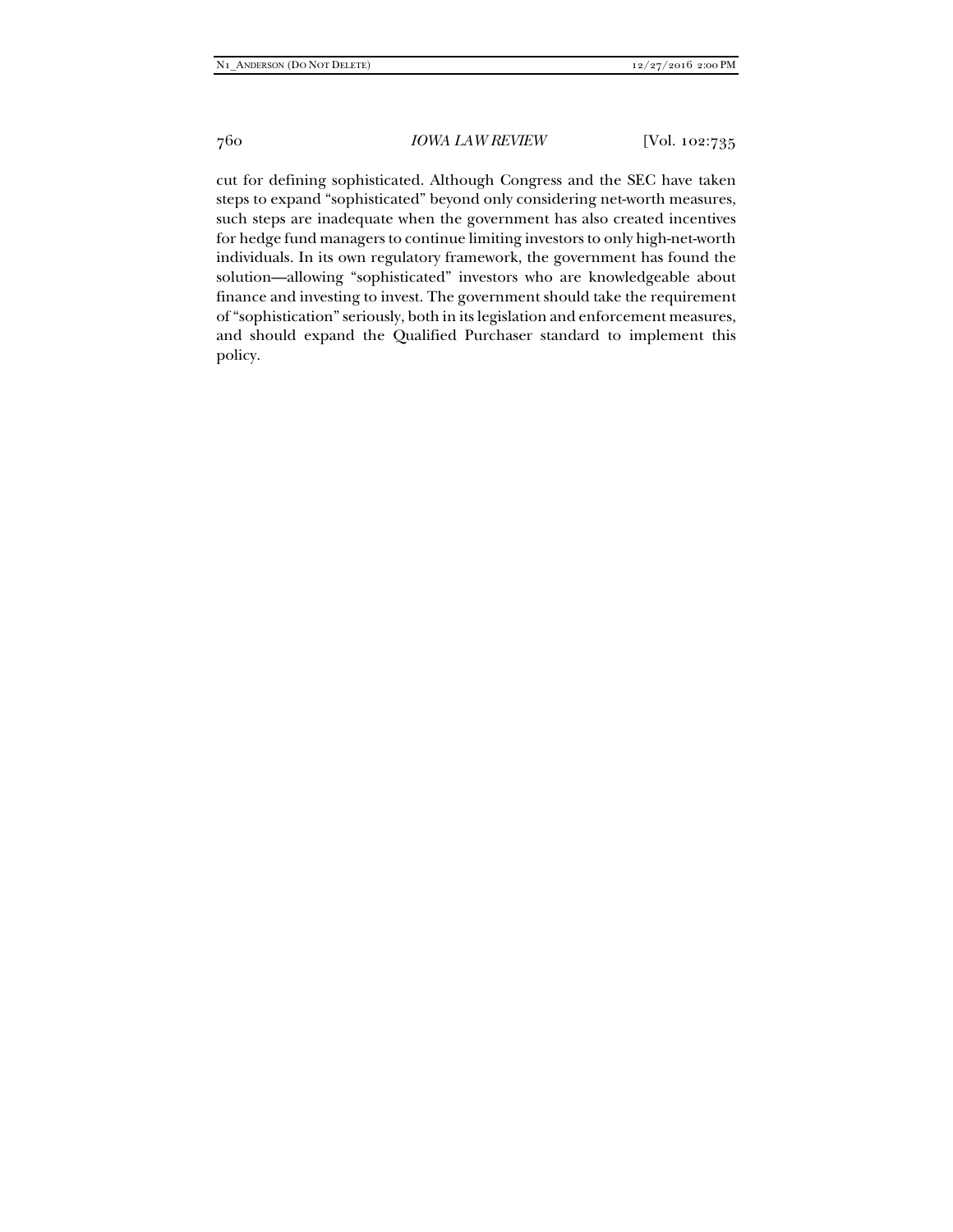cut for defining sophisticated. Although Congress and the SEC have taken steps to expand "sophisticated" beyond only considering net-worth measures, such steps are inadequate when the government has also created incentives for hedge fund managers to continue limiting investors to only high-net-worth individuals. In its own regulatory framework, the government has found the solution—allowing "sophisticated" investors who are knowledgeable about finance and investing to invest. The government should take the requirement of "sophistication" seriously, both in its legislation and enforcement measures, and should expand the Qualified Purchaser standard to implement this policy.